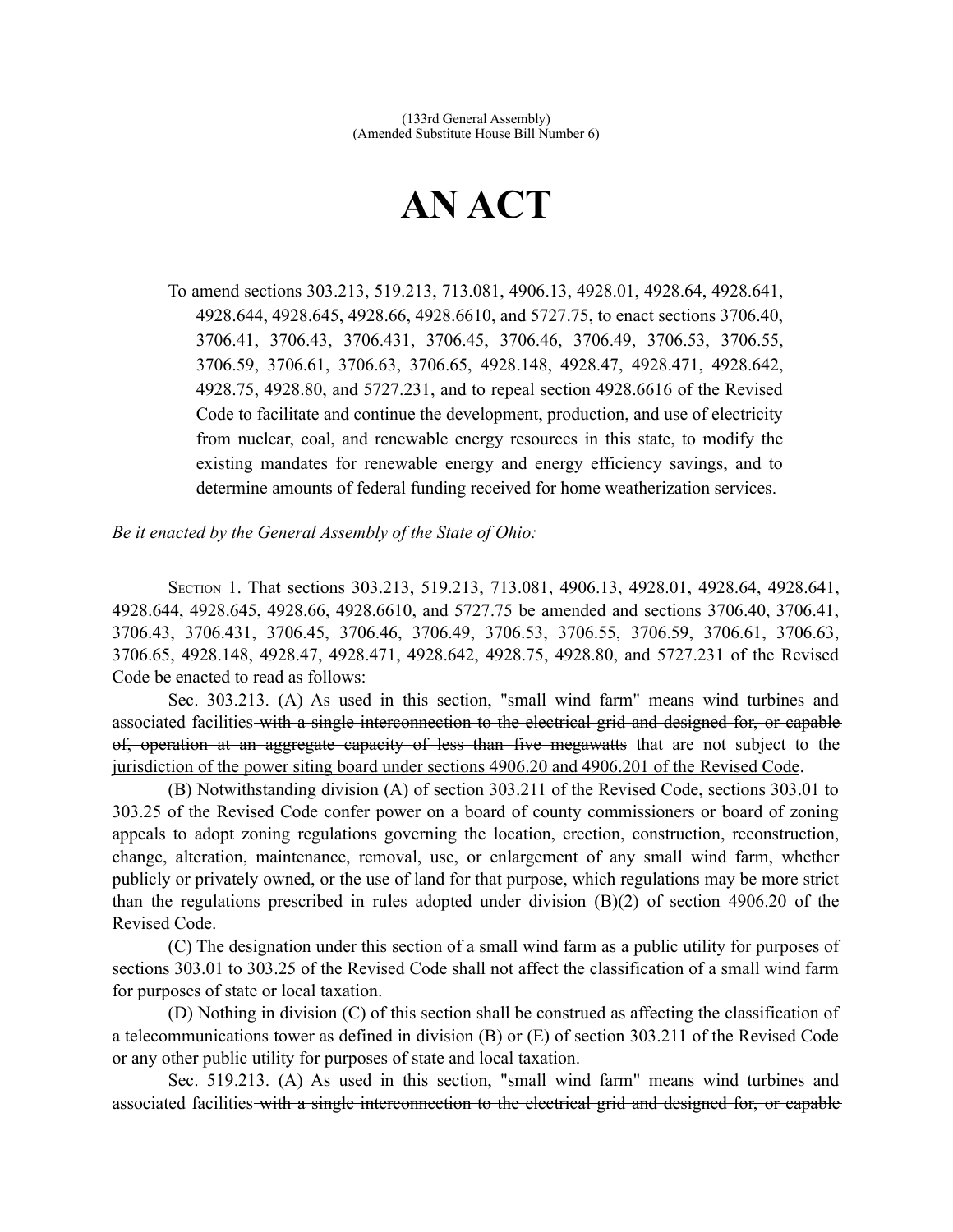(133rd General Assembly)
(Amended Substitute House Bill Number 6)

# AN ACT

To amend sections 303.213, 519.213, 713.081, 4906.13, 4928.01, 4928.64, 4928.641, 4928.644, 4928.645, 4928.66, 4928.6610, and 5727.75, to enact sections 3706.40, 3706.41, 3706.43, 3706.431, 3706.45, 3706.46, 3706.49, 3706.53, 3706.55, 3706.59, 3706.61, 3706.63, 3706.65, 4928.148, 4928.47, 4928.471, 4928.642, 4928.75, 4928.80, and 5727.231, and to repeal section 4928.6616 of the Revised Code to facilitate and continue the development, production, and use of electricity from nuclear, coal, and renewable energy resources in this state, to modify the existing mandates for renewable energy and energy efficiency savings, and to determine amounts of federal funding received for home weatherization services.

*Be it enacted by the General Assembly of the State of Ohio:*

SECTION 1. That sections 303.213, 519.213, 713.081, 4906.13, 4928.01, 4928.64, 4928.641, 4928.644, 4928.645, 4928.66, 4928.6610, and 5727.75 be amended and sections 3706.40, 3706.41, 3706.43, 3706.431, 3706.45, 3706.46, 3706.49, 3706.53, 3706.55, 3706.59, 3706.61, 3706.63, 3706.65, 4928.148, 4928.47, 4928.471, 4928.642, 4928.75, 4928.80, and 5727.231 of the Revised Code be enacted to read as follows:

Sec. 303.213. (A) As used in this section, "small wind farm" means wind turbines and associated facilities ~~with a single interconnection to the electrical grid and designed for, or capable of, operation at an aggregate capacity of less than five megawatts~~ <u>that are not subject to the jurisdiction of the power siting board under sections 4906.20 and 4906.201 of the Revised Code</u>.

(B) Notwithstanding division (A) of section 303.211 of the Revised Code, sections 303.01 to 303.25 of the Revised Code confer power on a board of county commissioners or board of zoning appeals to adopt zoning regulations governing the location, erection, construction, reconstruction, change, alteration, maintenance, removal, use, or enlargement of any small wind farm, whether publicly or privately owned, or the use of land for that purpose, which regulations may be more strict than the regulations prescribed in rules adopted under division (B)(2) of section 4906.20 of the Revised Code.

(C) The designation under this section of a small wind farm as a public utility for purposes of sections 303.01 to 303.25 of the Revised Code shall not affect the classification of a small wind farm for purposes of state or local taxation.

(D) Nothing in division (C) of this section shall be construed as affecting the classification of a telecommunications tower as defined in division (B) or (E) of section 303.211 of the Revised Code or any other public utility for purposes of state and local taxation.

Sec. 519.213. (A) As used in this section, "small wind farm" means wind turbines and associated facilities ~~with a single interconnection to the electrical grid and designed for, or capable~~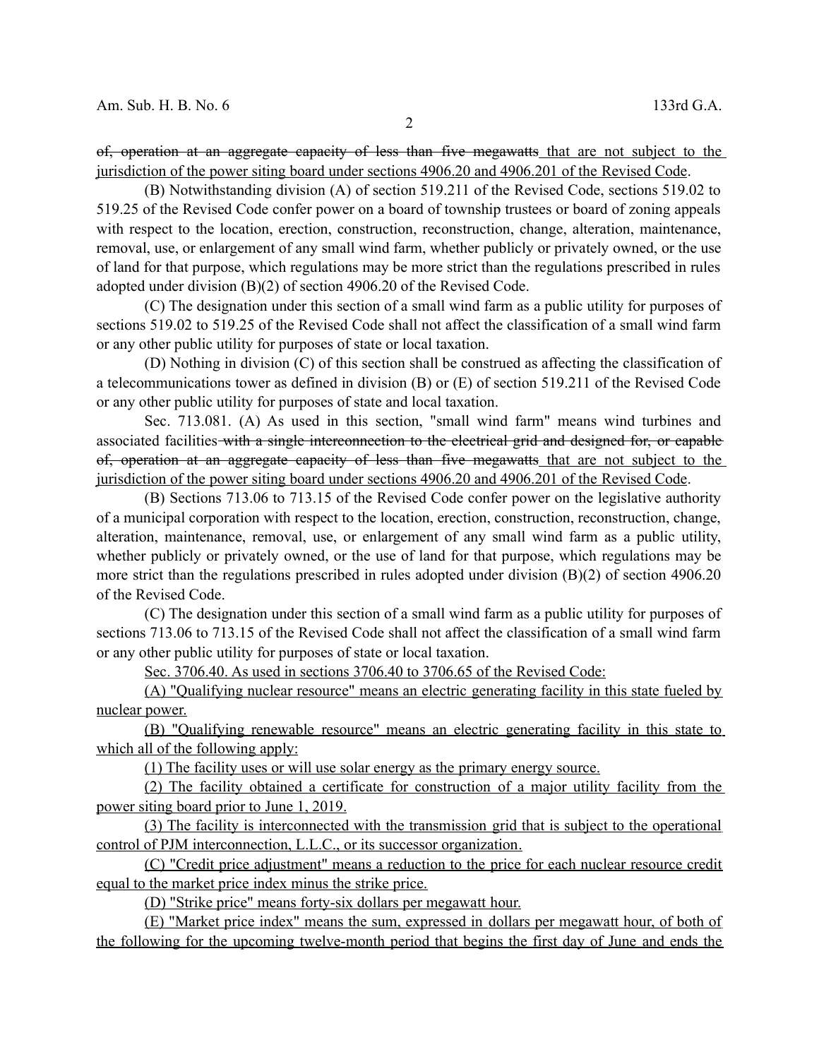~~of, operation at an aggregate capacity of less than five megawatts~~ <u>that are not subject to the jurisdiction of the power siting board under sections 4906.20 and 4906.201 of the Revised Code</u>.

(B) Notwithstanding division (A) of section 519.211 of the Revised Code, sections 519.02 to 519.25 of the Revised Code confer power on a board of township trustees or board of zoning appeals with respect to the location, erection, construction, reconstruction, change, alteration, maintenance, removal, use, or enlargement of any small wind farm, whether publicly or privately owned, or the use of land for that purpose, which regulations may be more strict than the regulations prescribed in rules adopted under division (B)(2) of section 4906.20 of the Revised Code.

(C) The designation under this section of a small wind farm as a public utility for purposes of sections 519.02 to 519.25 of the Revised Code shall not affect the classification of a small wind farm or any other public utility for purposes of state or local taxation.

(D) Nothing in division (C) of this section shall be construed as affecting the classification of a telecommunications tower as defined in division (B) or (E) of section 519.211 of the Revised Code or any other public utility for purposes of state and local taxation.

Sec. 713.081. (A) As used in this section, "small wind farm" means wind turbines and associated facilities ~~with a single interconnection to the electrical grid and designed for, or capable of, operation at an aggregate capacity of less than five megawatts~~ <u>that are not subject to the jurisdiction of the power siting board under sections 4906.20 and 4906.201 of the Revised Code</u>.

(B) Sections 713.06 to 713.15 of the Revised Code confer power on the legislative authority of a municipal corporation with respect to the location, erection, construction, reconstruction, change, alteration, maintenance, removal, use, or enlargement of any small wind farm as a public utility, whether publicly or privately owned, or the use of land for that purpose, which regulations may be more strict than the regulations prescribed in rules adopted under division (B)(2) of section 4906.20 of the Revised Code.

(C) The designation under this section of a small wind farm as a public utility for purposes of sections 713.06 to 713.15 of the Revised Code shall not affect the classification of a small wind farm or any other public utility for purposes of state or local taxation.

<u>Sec. 3706.40. As used in sections 3706.40 to 3706.65 of the Revised Code:</u>

<u>(A) "Qualifying nuclear resource" means an electric generating facility in this state fueled by nuclear power.</u>

<u>(B) "Qualifying renewable resource" means an electric generating facility in this state to which all of the following apply:</u>

<u>(1) The facility uses or will use solar energy as the primary energy source.</u>

<u>(2) The facility obtained a certificate for construction of a major utility facility from the power siting board prior to June 1, 2019.</u>

<u>(3) The facility is interconnected with the transmission grid that is subject to the operational control of PJM interconnection, L.L.C., or its successor organization.</u>

<u>(C) "Credit price adjustment" means a reduction to the price for each nuclear resource credit equal to the market price index minus the strike price.</u>

<u>(D) "Strike price" means forty-six dollars per megawatt hour.</u>

<u>(E) "Market price index" means the sum, expressed in dollars per megawatt hour, of both of the following for the upcoming twelve-month period that begins the first day of June and ends the</u>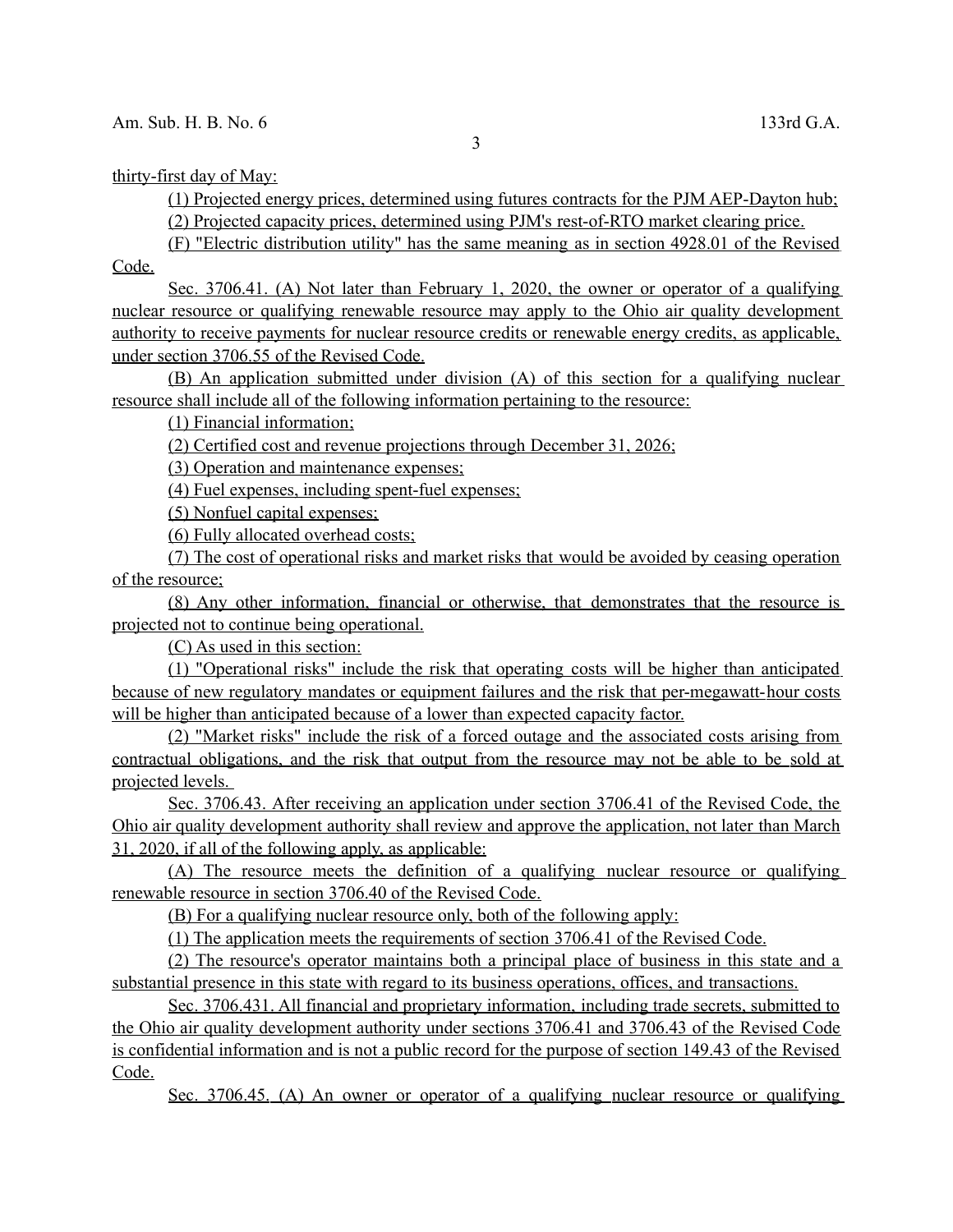thirty-first day of May:

(1) Projected energy prices, determined using futures contracts for the PJM AEP-Dayton hub;

(2) Projected capacity prices, determined using PJM's rest-of-RTO market clearing price.

(F) "Electric distribution utility" has the same meaning as in section 4928.01 of the Revised Code.

Sec. 3706.41. (A) Not later than February 1, 2020, the owner or operator of a qualifying nuclear resource or qualifying renewable resource may apply to the Ohio air quality development authority to receive payments for nuclear resource credits or renewable energy credits, as applicable, under section 3706.55 of the Revised Code.

(B) An application submitted under division (A) of this section for a qualifying nuclear resource shall include all of the following information pertaining to the resource:

(1) Financial information;

(2) Certified cost and revenue projections through December 31, 2026;

(3) Operation and maintenance expenses;

(4) Fuel expenses, including spent-fuel expenses;

(5) Nonfuel capital expenses;

(6) Fully allocated overhead costs;

(7) The cost of operational risks and market risks that would be avoided by ceasing operation of the resource;

(8) Any other information, financial or otherwise, that demonstrates that the resource is projected not to continue being operational.

(C) As used in this section:

(1) "Operational risks" include the risk that operating costs will be higher than anticipated because of new regulatory mandates or equipment failures and the risk that per-megawatt-hour costs will be higher than anticipated because of a lower than expected capacity factor.

(2) "Market risks" include the risk of a forced outage and the associated costs arising from contractual obligations, and the risk that output from the resource may not be able to be sold at projected levels.

Sec. 3706.43. After receiving an application under section 3706.41 of the Revised Code, the Ohio air quality development authority shall review and approve the application, not later than March 31, 2020, if all of the following apply, as applicable:

(A) The resource meets the definition of a qualifying nuclear resource or qualifying renewable resource in section 3706.40 of the Revised Code.

(B) For a qualifying nuclear resource only, both of the following apply:

(1) The application meets the requirements of section 3706.41 of the Revised Code.

(2) The resource's operator maintains both a principal place of business in this state and a substantial presence in this state with regard to its business operations, offices, and transactions.

Sec. 3706.431. All financial and proprietary information, including trade secrets, submitted to the Ohio air quality development authority under sections 3706.41 and 3706.43 of the Revised Code is confidential information and is not a public record for the purpose of section 149.43 of the Revised Code.

Sec. 3706.45. (A) An owner or operator of a qualifying nuclear resource or qualifying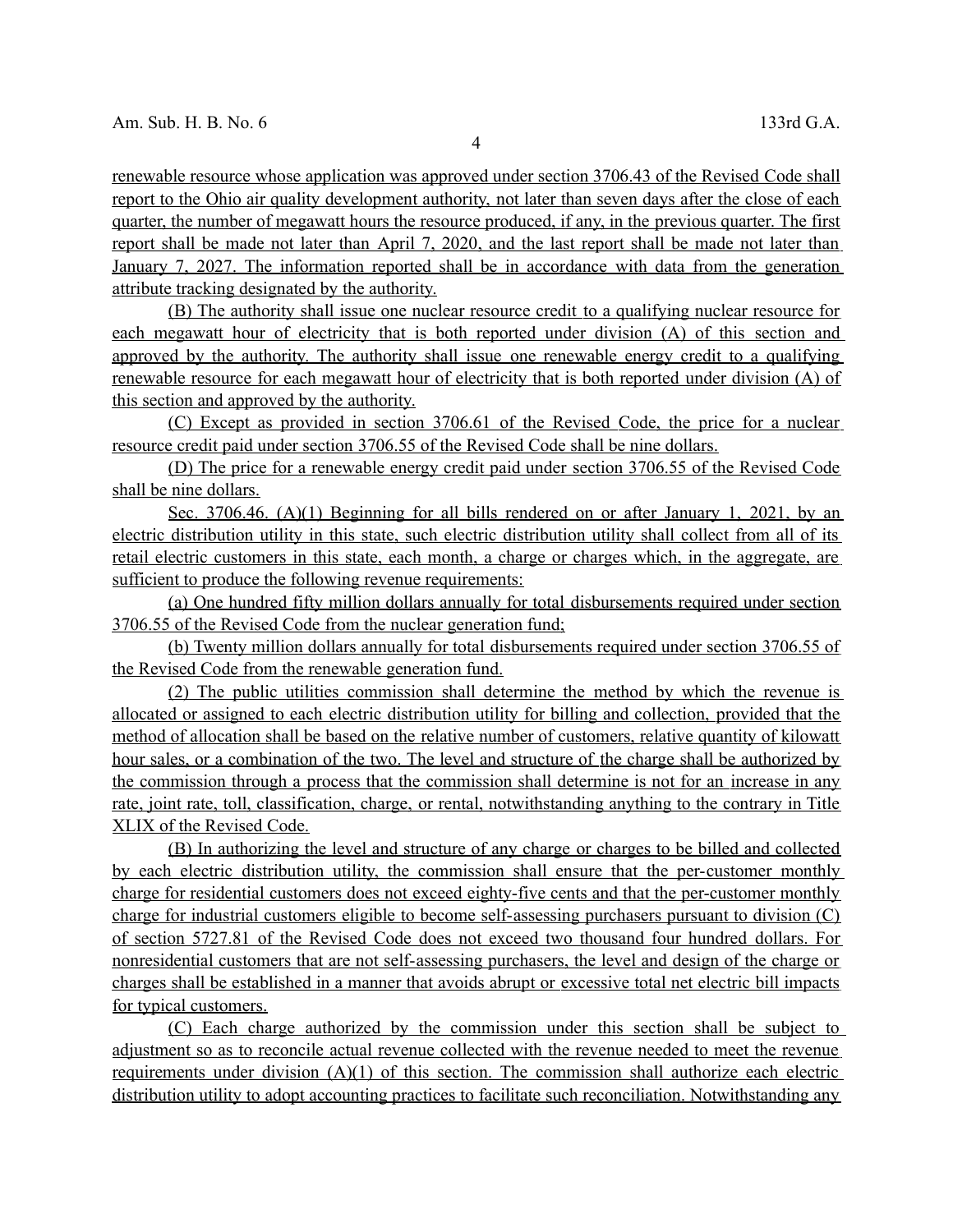renewable resource whose application was approved under section 3706.43 of the Revised Code shall report to the Ohio air quality development authority, not later than seven days after the close of each quarter, the number of megawatt hours the resource produced, if any, in the previous quarter. The first report shall be made not later than April 7, 2020, and the last report shall be made not later than January 7, 2027. The information reported shall be in accordance with data from the generation attribute tracking designated by the authority.

(B) The authority shall issue one nuclear resource credit to a qualifying nuclear resource for each megawatt hour of electricity that is both reported under division (A) of this section and approved by the authority. The authority shall issue one renewable energy credit to a qualifying renewable resource for each megawatt hour of electricity that is both reported under division (A) of this section and approved by the authority.

(C) Except as provided in section 3706.61 of the Revised Code, the price for a nuclear resource credit paid under section 3706.55 of the Revised Code shall be nine dollars.

(D) The price for a renewable energy credit paid under section 3706.55 of the Revised Code shall be nine dollars.

Sec. 3706.46. (A)(1) Beginning for all bills rendered on or after January 1, 2021, by an electric distribution utility in this state, such electric distribution utility shall collect from all of its retail electric customers in this state, each month, a charge or charges which, in the aggregate, are sufficient to produce the following revenue requirements:

(a) One hundred fifty million dollars annually for total disbursements required under section 3706.55 of the Revised Code from the nuclear generation fund;

(b) Twenty million dollars annually for total disbursements required under section 3706.55 of the Revised Code from the renewable generation fund.

(2) The public utilities commission shall determine the method by which the revenue is allocated or assigned to each electric distribution utility for billing and collection, provided that the method of allocation shall be based on the relative number of customers, relative quantity of kilowatt hour sales, or a combination of the two. The level and structure of the charge shall be authorized by the commission through a process that the commission shall determine is not for an increase in any rate, joint rate, toll, classification, charge, or rental, notwithstanding anything to the contrary in Title XLIX of the Revised Code.

(B) In authorizing the level and structure of any charge or charges to be billed and collected by each electric distribution utility, the commission shall ensure that the per-customer monthly charge for residential customers does not exceed eighty-five cents and that the per-customer monthly charge for industrial customers eligible to become self-assessing purchasers pursuant to division (C) of section 5727.81 of the Revised Code does not exceed two thousand four hundred dollars. For nonresidential customers that are not self-assessing purchasers, the level and design of the charge or charges shall be established in a manner that avoids abrupt or excessive total net electric bill impacts for typical customers.

(C) Each charge authorized by the commission under this section shall be subject to adjustment so as to reconcile actual revenue collected with the revenue needed to meet the revenue requirements under division (A)(1) of this section. The commission shall authorize each electric distribution utility to adopt accounting practices to facilitate such reconciliation. Notwithstanding any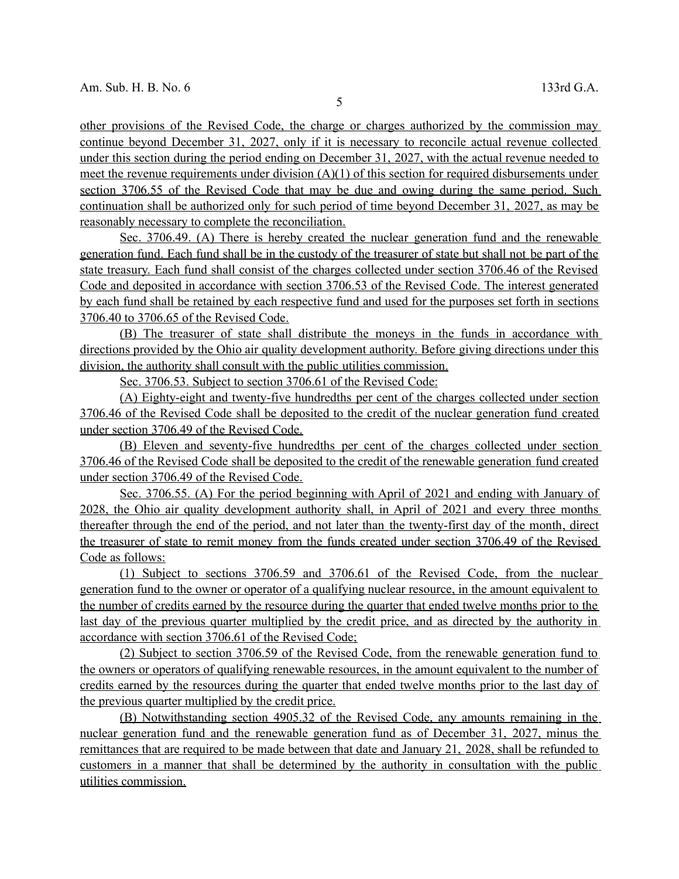other provisions of the Revised Code, the charge or charges authorized by the commission may continue beyond December 31, 2027, only if it is necessary to reconcile actual revenue collected under this section during the period ending on December 31, 2027, with the actual revenue needed to meet the revenue requirements under division (A)(1) of this section for required disbursements under section 3706.55 of the Revised Code that may be due and owing during the same period. Such continuation shall be authorized only for such period of time beyond December 31, 2027, as may be reasonably necessary to complete the reconciliation.

Sec. 3706.49. (A) There is hereby created the nuclear generation fund and the renewable generation fund. Each fund shall be in the custody of the treasurer of state but shall not be part of the state treasury. Each fund shall consist of the charges collected under section 3706.46 of the Revised Code and deposited in accordance with section 3706.53 of the Revised Code. The interest generated by each fund shall be retained by each respective fund and used for the purposes set forth in sections 3706.40 to 3706.65 of the Revised Code.

(B) The treasurer of state shall distribute the moneys in the funds in accordance with directions provided by the Ohio air quality development authority. Before giving directions under this division, the authority shall consult with the public utilities commission.

Sec. 3706.53. Subject to section 3706.61 of the Revised Code:

(A) Eighty-eight and twenty-five hundredths per cent of the charges collected under section 3706.46 of the Revised Code shall be deposited to the credit of the nuclear generation fund created under section 3706.49 of the Revised Code.

(B) Eleven and seventy-five hundredths per cent of the charges collected under section 3706.46 of the Revised Code shall be deposited to the credit of the renewable generation fund created under section 3706.49 of the Revised Code.

Sec. 3706.55. (A) For the period beginning with April of 2021 and ending with January of 2028, the Ohio air quality development authority shall, in April of 2021 and every three months thereafter through the end of the period, and not later than the twenty-first day of the month, direct the treasurer of state to remit money from the funds created under section 3706.49 of the Revised Code as follows:

(1) Subject to sections 3706.59 and 3706.61 of the Revised Code, from the nuclear generation fund to the owner or operator of a qualifying nuclear resource, in the amount equivalent to the number of credits earned by the resource during the quarter that ended twelve months prior to the last day of the previous quarter multiplied by the credit price, and as directed by the authority in accordance with section 3706.61 of the Revised Code;

(2) Subject to section 3706.59 of the Revised Code, from the renewable generation fund to the owners or operators of qualifying renewable resources, in the amount equivalent to the number of credits earned by the resources during the quarter that ended twelve months prior to the last day of the previous quarter multiplied by the credit price.

(B) Notwithstanding section 4905.32 of the Revised Code, any amounts remaining in the nuclear generation fund and the renewable generation fund as of December 31, 2027, minus the remittances that are required to be made between that date and January 21, 2028, shall be refunded to customers in a manner that shall be determined by the authority in consultation with the public utilities commission.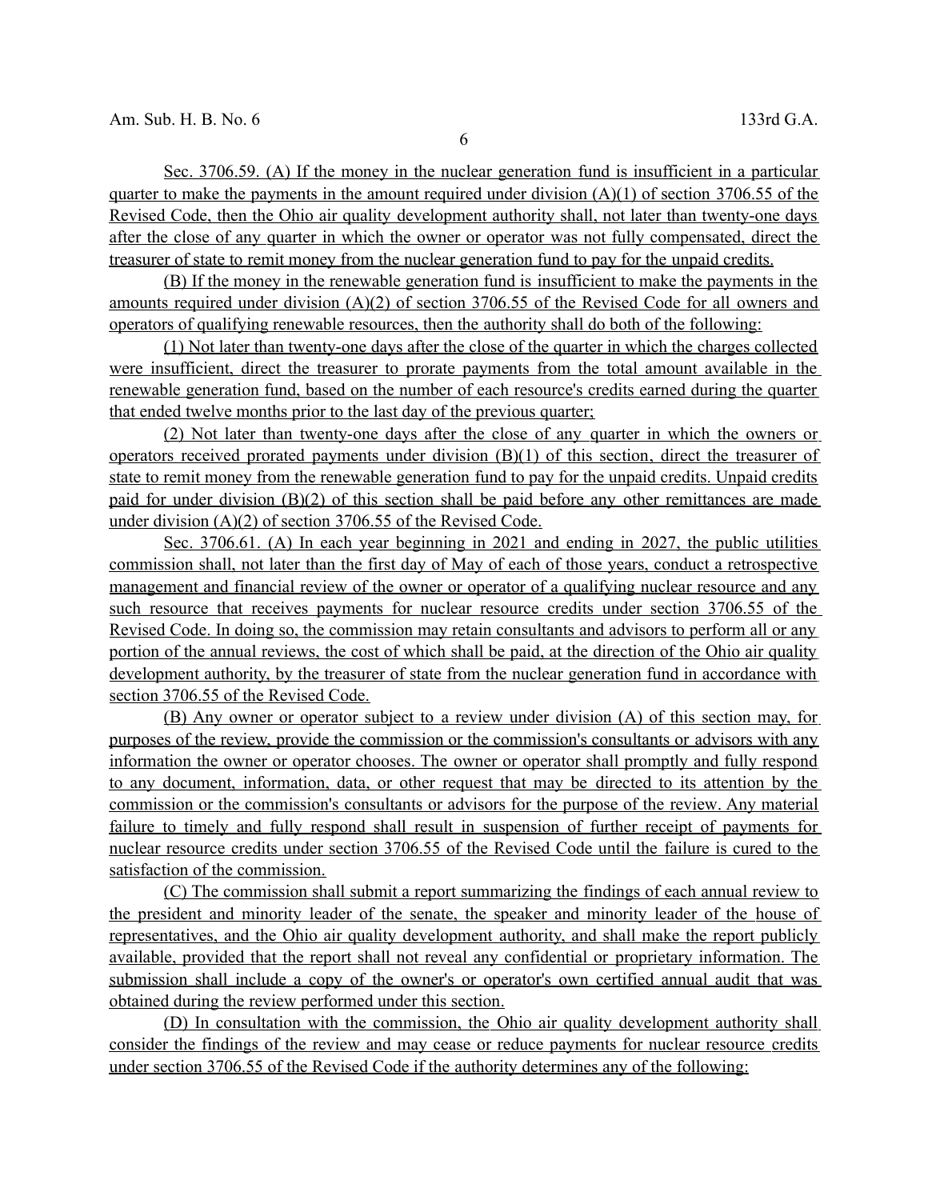Sec. 3706.59. (A) If the money in the nuclear generation fund is insufficient in a particular quarter to make the payments in the amount required under division (A)(1) of section 3706.55 of the Revised Code, then the Ohio air quality development authority shall, not later than twenty-one days after the close of any quarter in which the owner or operator was not fully compensated, direct the treasurer of state to remit money from the nuclear generation fund to pay for the unpaid credits.

(B) If the money in the renewable generation fund is insufficient to make the payments in the amounts required under division (A)(2) of section 3706.55 of the Revised Code for all owners and operators of qualifying renewable resources, then the authority shall do both of the following:

(1) Not later than twenty-one days after the close of the quarter in which the charges collected were insufficient, direct the treasurer to prorate payments from the total amount available in the renewable generation fund, based on the number of each resource's credits earned during the quarter that ended twelve months prior to the last day of the previous quarter;

(2) Not later than twenty-one days after the close of any quarter in which the owners or operators received prorated payments under division (B)(1) of this section, direct the treasurer of state to remit money from the renewable generation fund to pay for the unpaid credits. Unpaid credits paid for under division (B)(2) of this section shall be paid before any other remittances are made under division (A)(2) of section 3706.55 of the Revised Code.

Sec. 3706.61. (A) In each year beginning in 2021 and ending in 2027, the public utilities commission shall, not later than the first day of May of each of those years, conduct a retrospective management and financial review of the owner or operator of a qualifying nuclear resource and any such resource that receives payments for nuclear resource credits under section 3706.55 of the Revised Code. In doing so, the commission may retain consultants and advisors to perform all or any portion of the annual reviews, the cost of which shall be paid, at the direction of the Ohio air quality development authority, by the treasurer of state from the nuclear generation fund in accordance with section 3706.55 of the Revised Code.

(B) Any owner or operator subject to a review under division (A) of this section may, for purposes of the review, provide the commission or the commission's consultants or advisors with any information the owner or operator chooses. The owner or operator shall promptly and fully respond to any document, information, data, or other request that may be directed to its attention by the commission or the commission's consultants or advisors for the purpose of the review. Any material failure to timely and fully respond shall result in suspension of further receipt of payments for nuclear resource credits under section 3706.55 of the Revised Code until the failure is cured to the satisfaction of the commission.

(C) The commission shall submit a report summarizing the findings of each annual review to the president and minority leader of the senate, the speaker and minority leader of the house of representatives, and the Ohio air quality development authority, and shall make the report publicly available, provided that the report shall not reveal any confidential or proprietary information. The submission shall include a copy of the owner's or operator's own certified annual audit that was obtained during the review performed under this section.

(D) In consultation with the commission, the Ohio air quality development authority shall consider the findings of the review and may cease or reduce payments for nuclear resource credits under section 3706.55 of the Revised Code if the authority determines any of the following: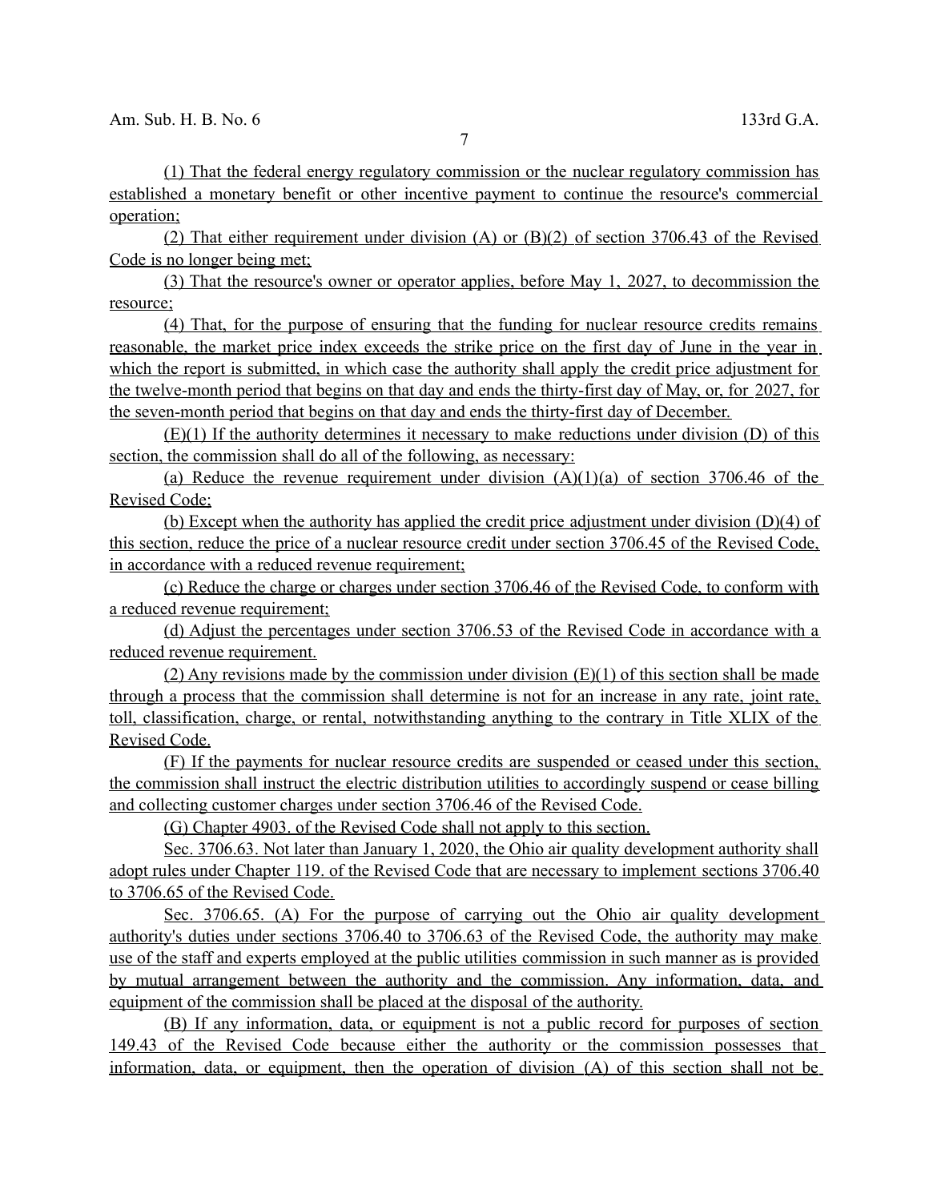(1) That the federal energy regulatory commission or the nuclear regulatory commission has established a monetary benefit or other incentive payment to continue the resource's commercial operation;

(2) That either requirement under division (A) or (B)(2) of section 3706.43 of the Revised Code is no longer being met;

(3) That the resource's owner or operator applies, before May 1, 2027, to decommission the resource;

(4) That, for the purpose of ensuring that the funding for nuclear resource credits remains reasonable, the market price index exceeds the strike price on the first day of June in the year in which the report is submitted, in which case the authority shall apply the credit price adjustment for the twelve-month period that begins on that day and ends the thirty-first day of May, or, for 2027, for the seven-month period that begins on that day and ends the thirty-first day of December.

(E)(1) If the authority determines it necessary to make reductions under division (D) of this section, the commission shall do all of the following, as necessary:

(a) Reduce the revenue requirement under division (A)(1)(a) of section 3706.46 of the Revised Code;

(b) Except when the authority has applied the credit price adjustment under division (D)(4) of this section, reduce the price of a nuclear resource credit under section 3706.45 of the Revised Code, in accordance with a reduced revenue requirement;

(c) Reduce the charge or charges under section 3706.46 of the Revised Code, to conform with a reduced revenue requirement;

(d) Adjust the percentages under section 3706.53 of the Revised Code in accordance with a reduced revenue requirement.

(2) Any revisions made by the commission under division (E)(1) of this section shall be made through a process that the commission shall determine is not for an increase in any rate, joint rate, toll, classification, charge, or rental, notwithstanding anything to the contrary in Title XLIX of the Revised Code.

(F) If the payments for nuclear resource credits are suspended or ceased under this section, the commission shall instruct the electric distribution utilities to accordingly suspend or cease billing and collecting customer charges under section 3706.46 of the Revised Code.

(G) Chapter 4903. of the Revised Code shall not apply to this section.

Sec. 3706.63. Not later than January 1, 2020, the Ohio air quality development authority shall adopt rules under Chapter 119. of the Revised Code that are necessary to implement sections 3706.40 to 3706.65 of the Revised Code.

Sec. 3706.65. (A) For the purpose of carrying out the Ohio air quality development authority's duties under sections 3706.40 to 3706.63 of the Revised Code, the authority may make use of the staff and experts employed at the public utilities commission in such manner as is provided by mutual arrangement between the authority and the commission. Any information, data, and equipment of the commission shall be placed at the disposal of the authority.

(B) If any information, data, or equipment is not a public record for purposes of section 149.43 of the Revised Code because either the authority or the commission possesses that information, data, or equipment, then the operation of division (A) of this section shall not be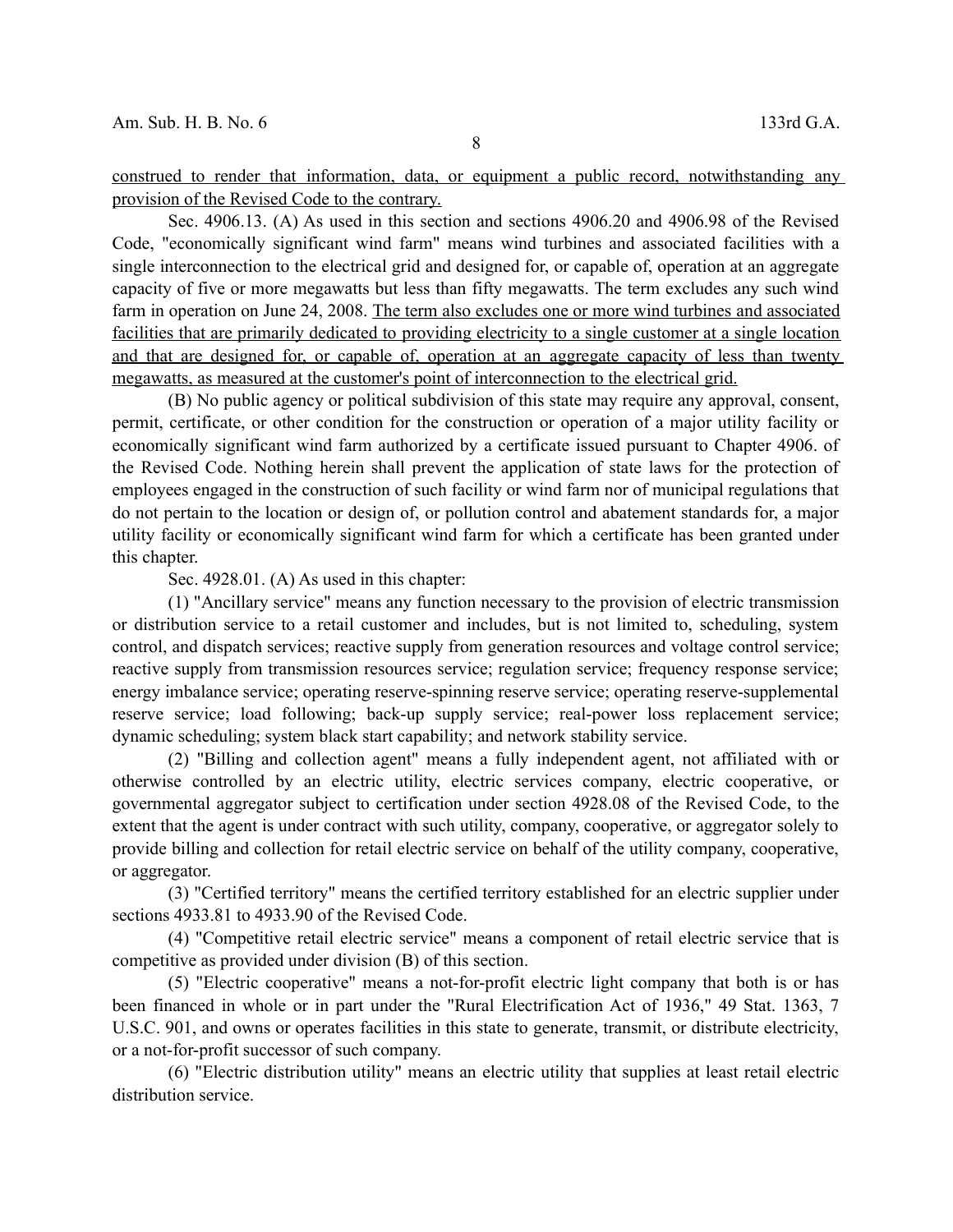construted to render that information, data, or equipment a public record, notwithstanding any provision of the Revised Code to the contrary.

Sec. 4906.13. (A) As used in this section and sections 4906.20 and 4906.98 of the Revised Code, "economically significant wind farm" means wind turbines and associated facilities with a single interconnection to the electrical grid and designed for, or capable of, operation at an aggregate capacity of five or more megawatts but less than fifty megawatts. The term excludes any such wind farm in operation on June 24, 2008. The term also excludes one or more wind turbines and associated facilities that are primarily dedicated to providing electricity to a single customer at a single location and that are designed for, or capable of, operation at an aggregate capacity of less than twenty megawatts, as measured at the customer's point of interconnection to the electrical grid.

(B) No public agency or political subdivision of this state may require any approval, consent, permit, certificate, or other condition for the construction or operation of a major utility facility or economically significant wind farm authorized by a certificate issued pursuant to Chapter 4906. of the Revised Code. Nothing herein shall prevent the application of state laws for the protection of employees engaged in the construction of such facility or wind farm nor of municipal regulations that do not pertain to the location or design of, or pollution control and abatement standards for, a major utility facility or economically significant wind farm for which a certificate has been granted under this chapter.

Sec. 4928.01. (A) As used in this chapter:

(1) "Ancillary service" means any function necessary to the provision of electric transmission or distribution service to a retail customer and includes, but is not limited to, scheduling, system control, and dispatch services; reactive supply from generation resources and voltage control service; reactive supply from transmission resources service; regulation service; frequency response service; energy imbalance service; operating reserve-spinning reserve service; operating reserve-supplemental reserve service; load following; back-up supply service; real-power loss replacement service; dynamic scheduling; system black start capability; and network stability service.

(2) "Billing and collection agent" means a fully independent agent, not affiliated with or otherwise controlled by an electric utility, electric services company, electric cooperative, or governmental aggregator subject to certification under section 4928.08 of the Revised Code, to the extent that the agent is under contract with such utility, company, cooperative, or aggregator solely to provide billing and collection for retail electric service on behalf of the utility company, cooperative, or aggregator.

(3) "Certified territory" means the certified territory established for an electric supplier under sections 4933.81 to 4933.90 of the Revised Code.

(4) "Competitive retail electric service" means a component of retail electric service that is competitive as provided under division (B) of this section.

(5) "Electric cooperative" means a not-for-profit electric light company that both is or has been financed in whole or in part under the "Rural Electrification Act of 1936," 49 Stat. 1363, 7 U.S.C. 901, and owns or operates facilities in this state to generate, transmit, or distribute electricity, or a not-for-profit successor of such company.

(6) "Electric distribution utility" means an electric utility that supplies at least retail electric distribution service.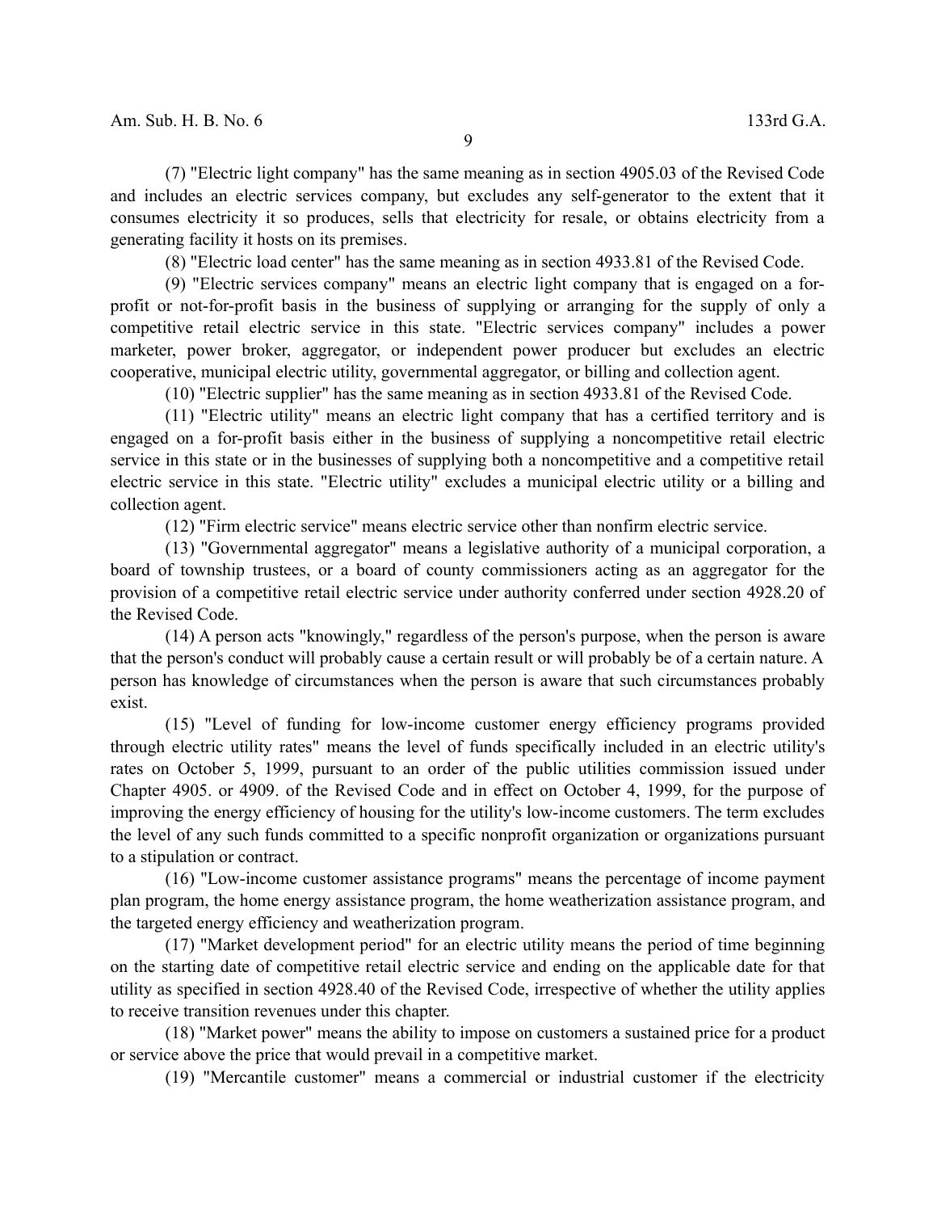(7) "Electric light company" has the same meaning as in section 4905.03 of the Revised Code and includes an electric services company, but excludes any self-generator to the extent that it consumes electricity it so produces, sells that electricity for resale, or obtains electricity from a generating facility it hosts on its premises.

(8) "Electric load center" has the same meaning as in section 4933.81 of the Revised Code.

(9) "Electric services company" means an electric light company that is engaged on a for-profit or not-for-profit basis in the business of supplying or arranging for the supply of only a competitive retail electric service in this state. "Electric services company" includes a power marketer, power broker, aggregator, or independent power producer but excludes an electric cooperative, municipal electric utility, governmental aggregator, or billing and collection agent.

(10) "Electric supplier" has the same meaning as in section 4933.81 of the Revised Code.

(11) "Electric utility" means an electric light company that has a certified territory and is engaged on a for-profit basis either in the business of supplying a noncompetitive retail electric service in this state or in the businesses of supplying both a noncompetitive and a competitive retail electric service in this state. "Electric utility" excludes a municipal electric utility or a billing and collection agent.

(12) "Firm electric service" means electric service other than nonfirm electric service.

(13) "Governmental aggregator" means a legislative authority of a municipal corporation, a board of township trustees, or a board of county commissioners acting as an aggregator for the provision of a competitive retail electric service under authority conferred under section 4928.20 of the Revised Code.

(14) A person acts "knowingly," regardless of the person's purpose, when the person is aware that the person's conduct will probably cause a certain result or will probably be of a certain nature. A person has knowledge of circumstances when the person is aware that such circumstances probably exist.

(15) "Level of funding for low-income customer energy efficiency programs provided through electric utility rates" means the level of funds specifically included in an electric utility's rates on October 5, 1999, pursuant to an order of the public utilities commission issued under Chapter 4905. or 4909. of the Revised Code and in effect on October 4, 1999, for the purpose of improving the energy efficiency of housing for the utility's low-income customers. The term excludes the level of any such funds committed to a specific nonprofit organization or organizations pursuant to a stipulation or contract.

(16) "Low-income customer assistance programs" means the percentage of income payment plan program, the home energy assistance program, the home weatherization assistance program, and the targeted energy efficiency and weatherization program.

(17) "Market development period" for an electric utility means the period of time beginning on the starting date of competitive retail electric service and ending on the applicable date for that utility as specified in section 4928.40 of the Revised Code, irrespective of whether the utility applies to receive transition revenues under this chapter.

(18) "Market power" means the ability to impose on customers a sustained price for a product or service above the price that would prevail in a competitive market.

(19) "Mercantile customer" means a commercial or industrial customer if the electricity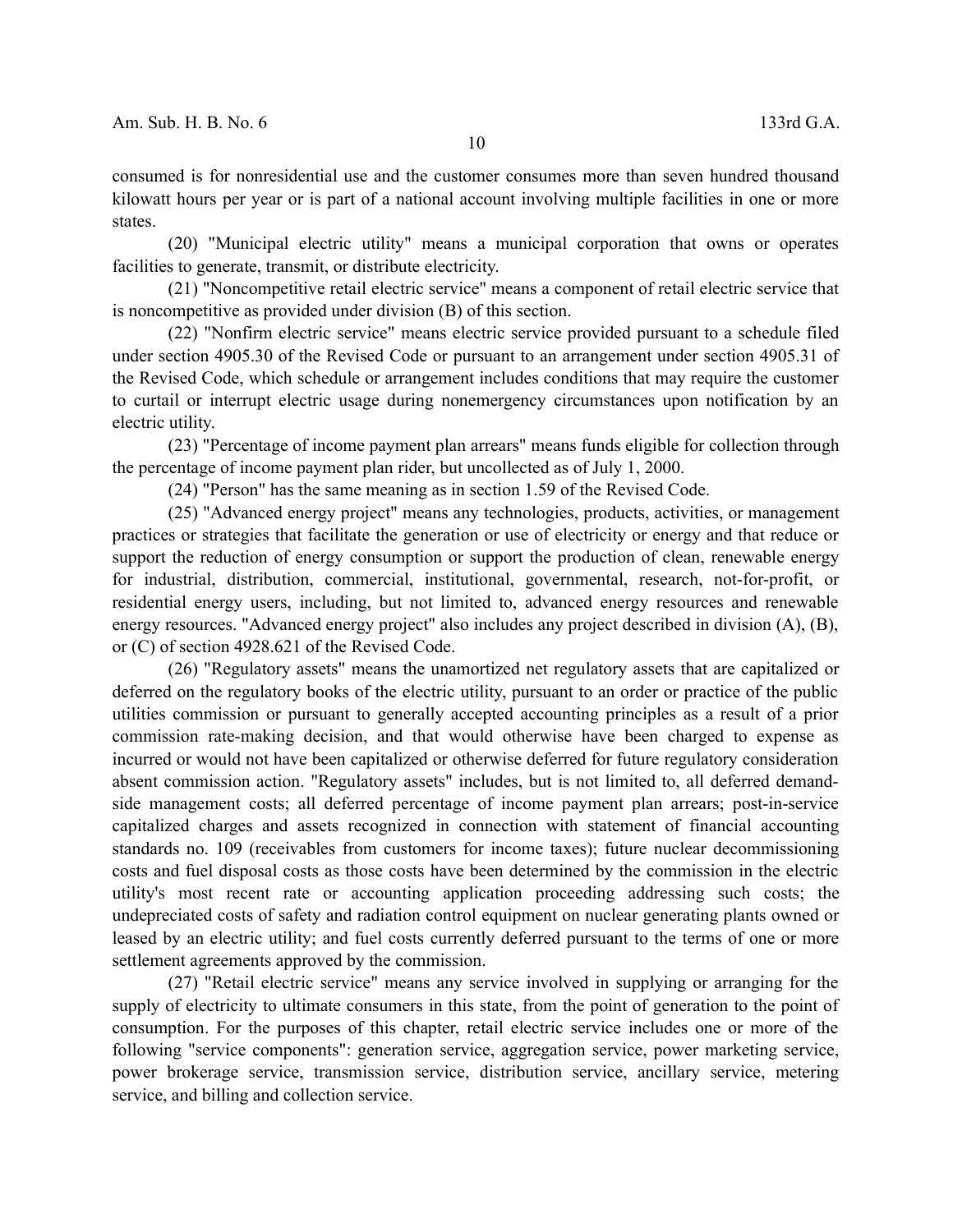consumed is for nonresidential use and the customer consumes more than seven hundred thousand kilowatt hours per year or is part of a national account involving multiple facilities in one or more states.

(20) "Municipal electric utility" means a municipal corporation that owns or operates facilities to generate, transmit, or distribute electricity.

(21) "Noncompetitive retail electric service" means a component of retail electric service that is noncompetitive as provided under division (B) of this section.

(22) "Nonfirm electric service" means electric service provided pursuant to a schedule filed under section 4905.30 of the Revised Code or pursuant to an arrangement under section 4905.31 of the Revised Code, which schedule or arrangement includes conditions that may require the customer to curtail or interrupt electric usage during nonemergency circumstances upon notification by an electric utility.

(23) "Percentage of income payment plan arrears" means funds eligible for collection through the percentage of income payment plan rider, but uncollected as of July 1, 2000.

(24) "Person" has the same meaning as in section 1.59 of the Revised Code.

(25) "Advanced energy project" means any technologies, products, activities, or management practices or strategies that facilitate the generation or use of electricity or energy and that reduce or support the reduction of energy consumption or support the production of clean, renewable energy for industrial, distribution, commercial, institutional, governmental, research, not-for-profit, or residential energy users, including, but not limited to, advanced energy resources and renewable energy resources. "Advanced energy project" also includes any project described in division (A), (B), or (C) of section 4928.621 of the Revised Code.

(26) "Regulatory assets" means the unamortized net regulatory assets that are capitalized or deferred on the regulatory books of the electric utility, pursuant to an order or practice of the public utilities commission or pursuant to generally accepted accounting principles as a result of a prior commission rate-making decision, and that would otherwise have been charged to expense as incurred or would not have been capitalized or otherwise deferred for future regulatory consideration absent commission action. "Regulatory assets" includes, but is not limited to, all deferred demand-side management costs; all deferred percentage of income payment plan arrears; post-in-service capitalized charges and assets recognized in connection with statement of financial accounting standards no. 109 (receivables from customers for income taxes); future nuclear decommissioning costs and fuel disposal costs as those costs have been determined by the commission in the electric utility's most recent rate or accounting application proceeding addressing such costs; the undepreciated costs of safety and radiation control equipment on nuclear generating plants owned or leased by an electric utility; and fuel costs currently deferred pursuant to the terms of one or more settlement agreements approved by the commission.

(27) "Retail electric service" means any service involved in supplying or arranging for the supply of electricity to ultimate consumers in this state, from the point of generation to the point of consumption. For the purposes of this chapter, retail electric service includes one or more of the following "service components": generation service, aggregation service, power marketing service, power brokerage service, transmission service, distribution service, ancillary service, metering service, and billing and collection service.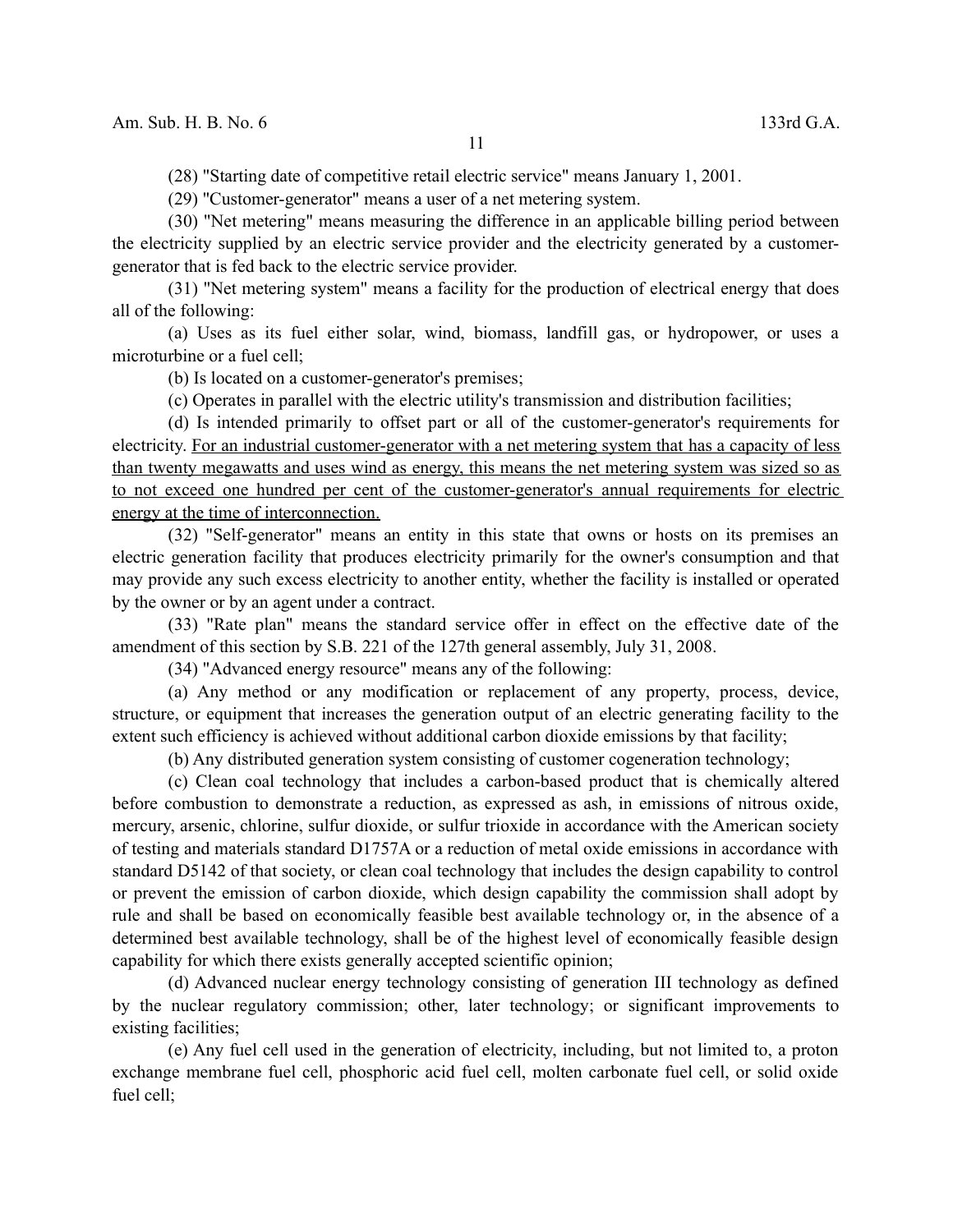(28) "Starting date of competitive retail electric service" means January 1, 2001.

(29) "Customer-generator" means a user of a net metering system.

(30) "Net metering" means measuring the difference in an applicable billing period between the electricity supplied by an electric service provider and the electricity generated by a customer-generator that is fed back to the electric service provider.

(31) "Net metering system" means a facility for the production of electrical energy that does all of the following:

(a) Uses as its fuel either solar, wind, biomass, landfill gas, or hydropower, or uses a microturbine or a fuel cell;

(b) Is located on a customer-generator's premises;

(c) Operates in parallel with the electric utility's transmission and distribution facilities;

(d) Is intended primarily to offset part or all of the customer-generator's requirements for electricity. <u>For an industrial customer-generator with a net metering system that has a capacity of less than twenty megawatts and uses wind as energy, this means the net metering system was sized so as to not exceed one hundred per cent of the customer-generator's annual requirements for electric energy at the time of interconnection.</u>

(32) "Self-generator" means an entity in this state that owns or hosts on its premises an electric generation facility that produces electricity primarily for the owner's consumption and that may provide any such excess electricity to another entity, whether the facility is installed or operated by the owner or by an agent under a contract.

(33) "Rate plan" means the standard service offer in effect on the effective date of the amendment of this section by S.B. 221 of the 127th general assembly, July 31, 2008.

(34) "Advanced energy resource" means any of the following:

(a) Any method or any modification or replacement of any property, process, device, structure, or equipment that increases the generation output of an electric generating facility to the extent such efficiency is achieved without additional carbon dioxide emissions by that facility;

(b) Any distributed generation system consisting of customer cogeneration technology;

(c) Clean coal technology that includes a carbon-based product that is chemically altered before combustion to demonstrate a reduction, as expressed as ash, in emissions of nitrous oxide, mercury, arsenic, chlorine, sulfur dioxide, or sulfur trioxide in accordance with the American society of testing and materials standard D1757A or a reduction of metal oxide emissions in accordance with standard D5142 of that society, or clean coal technology that includes the design capability to control or prevent the emission of carbon dioxide, which design capability the commission shall adopt by rule and shall be based on economically feasible best available technology or, in the absence of a determined best available technology, shall be of the highest level of economically feasible design capability for which there exists generally accepted scientific opinion;

(d) Advanced nuclear energy technology consisting of generation III technology as defined by the nuclear regulatory commission; other, later technology; or significant improvements to existing facilities;

(e) Any fuel cell used in the generation of electricity, including, but not limited to, a proton exchange membrane fuel cell, phosphoric acid fuel cell, molten carbonate fuel cell, or solid oxide fuel cell;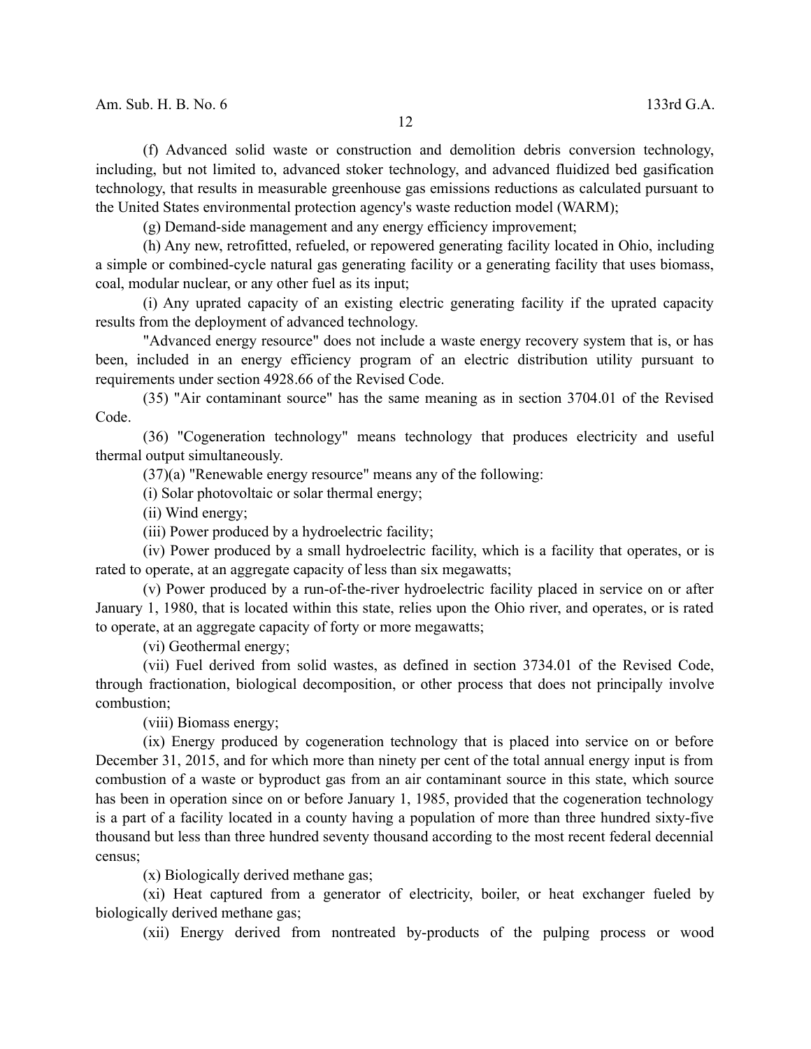(f) Advanced solid waste or construction and demolition debris conversion technology, including, but not limited to, advanced stoker technology, and advanced fluidized bed gasification technology, that results in measurable greenhouse gas emissions reductions as calculated pursuant to the United States environmental protection agency's waste reduction model (WARM);

(g) Demand-side management and any energy efficiency improvement;

(h) Any new, retrofitted, refueled, or repowered generating facility located in Ohio, including a simple or combined-cycle natural gas generating facility or a generating facility that uses biomass, coal, modular nuclear, or any other fuel as its input;

(i) Any uprated capacity of an existing electric generating facility if the uprated capacity results from the deployment of advanced technology.

"Advanced energy resource" does not include a waste energy recovery system that is, or has been, included in an energy efficiency program of an electric distribution utility pursuant to requirements under section 4928.66 of the Revised Code.

(35) "Air contaminant source" has the same meaning as in section 3704.01 of the Revised Code.

(36) "Cogeneration technology" means technology that produces electricity and useful thermal output simultaneously.

(37)(a) "Renewable energy resource" means any of the following:

(i) Solar photovoltaic or solar thermal energy;

(ii) Wind energy;

(iii) Power produced by a hydroelectric facility;

(iv) Power produced by a small hydroelectric facility, which is a facility that operates, or is rated to operate, at an aggregate capacity of less than six megawatts;

(v) Power produced by a run-of-the-river hydroelectric facility placed in service on or after January 1, 1980, that is located within this state, relies upon the Ohio river, and operates, or is rated to operate, at an aggregate capacity of forty or more megawatts;

(vi) Geothermal energy;

(vii) Fuel derived from solid wastes, as defined in section 3734.01 of the Revised Code, through fractionation, biological decomposition, or other process that does not principally involve combustion;

(viii) Biomass energy;

(ix) Energy produced by cogeneration technology that is placed into service on or before December 31, 2015, and for which more than ninety per cent of the total annual energy input is from combustion of a waste or byproduct gas from an air contaminant source in this state, which source has been in operation since on or before January 1, 1985, provided that the cogeneration technology is a part of a facility located in a county having a population of more than three hundred sixty-five thousand but less than three hundred seventy thousand according to the most recent federal decennial census;

(x) Biologically derived methane gas;

(xi) Heat captured from a generator of electricity, boiler, or heat exchanger fueled by biologically derived methane gas;

(xii) Energy derived from nontreated by-products of the pulping process or wood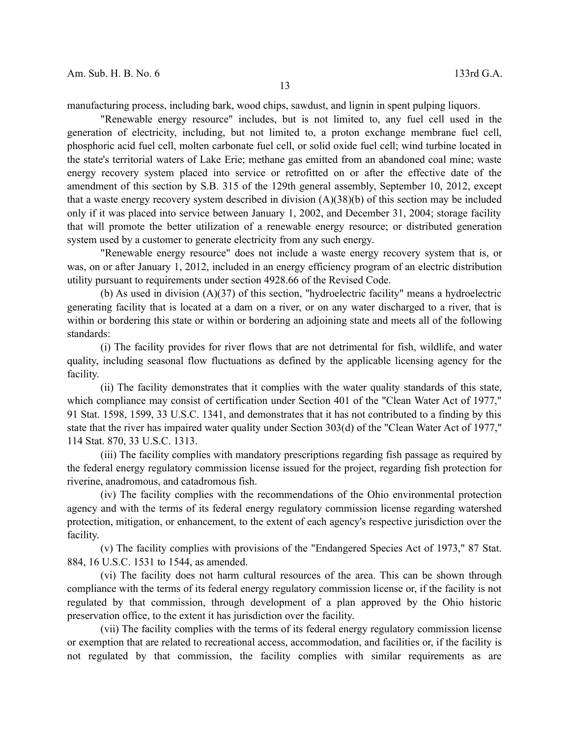manufacturing process, including bark, wood chips, sawdust, and lignin in spent pulping liquors.

"Renewable energy resource" includes, but is not limited to, any fuel cell used in the generation of electricity, including, but not limited to, a proton exchange membrane fuel cell, phosphoric acid fuel cell, molten carbonate fuel cell, or solid oxide fuel cell; wind turbine located in the state's territorial waters of Lake Erie; methane gas emitted from an abandoned coal mine; waste energy recovery system placed into service or retrofitted on or after the effective date of the amendment of this section by S.B. 315 of the 129th general assembly, September 10, 2012, except that a waste energy recovery system described in division (A)(38)(b) of this section may be included only if it was placed into service between January 1, 2002, and December 31, 2004; storage facility that will promote the better utilization of a renewable energy resource; or distributed generation system used by a customer to generate electricity from any such energy.

"Renewable energy resource" does not include a waste energy recovery system that is, or was, on or after January 1, 2012, included in an energy efficiency program of an electric distribution utility pursuant to requirements under section 4928.66 of the Revised Code.

(b) As used in division (A)(37) of this section, "hydroelectric facility" means a hydroelectric generating facility that is located at a dam on a river, or on any water discharged to a river, that is within or bordering this state or within or bordering an adjoining state and meets all of the following standards:

(i) The facility provides for river flows that are not detrimental for fish, wildlife, and water quality, including seasonal flow fluctuations as defined by the applicable licensing agency for the facility.

(ii) The facility demonstrates that it complies with the water quality standards of this state, which compliance may consist of certification under Section 401 of the "Clean Water Act of 1977," 91 Stat. 1598, 1599, 33 U.S.C. 1341, and demonstrates that it has not contributed to a finding by this state that the river has impaired water quality under Section 303(d) of the "Clean Water Act of 1977," 114 Stat. 870, 33 U.S.C. 1313.

(iii) The facility complies with mandatory prescriptions regarding fish passage as required by the federal energy regulatory commission license issued for the project, regarding fish protection for riverine, anadromous, and catadromous fish.

(iv) The facility complies with the recommendations of the Ohio environmental protection agency and with the terms of its federal energy regulatory commission license regarding watershed protection, mitigation, or enhancement, to the extent of each agency's respective jurisdiction over the facility.

(v) The facility complies with provisions of the "Endangered Species Act of 1973," 87 Stat. 884, 16 U.S.C. 1531 to 1544, as amended.

(vi) The facility does not harm cultural resources of the area. This can be shown through compliance with the terms of its federal energy regulatory commission license or, if the facility is not regulated by that commission, through development of a plan approved by the Ohio historic preservation office, to the extent it has jurisdiction over the facility.

(vii) The facility complies with the terms of its federal energy regulatory commission license or exemption that are related to recreational access, accommodation, and facilities or, if the facility is not regulated by that commission, the facility complies with similar requirements as are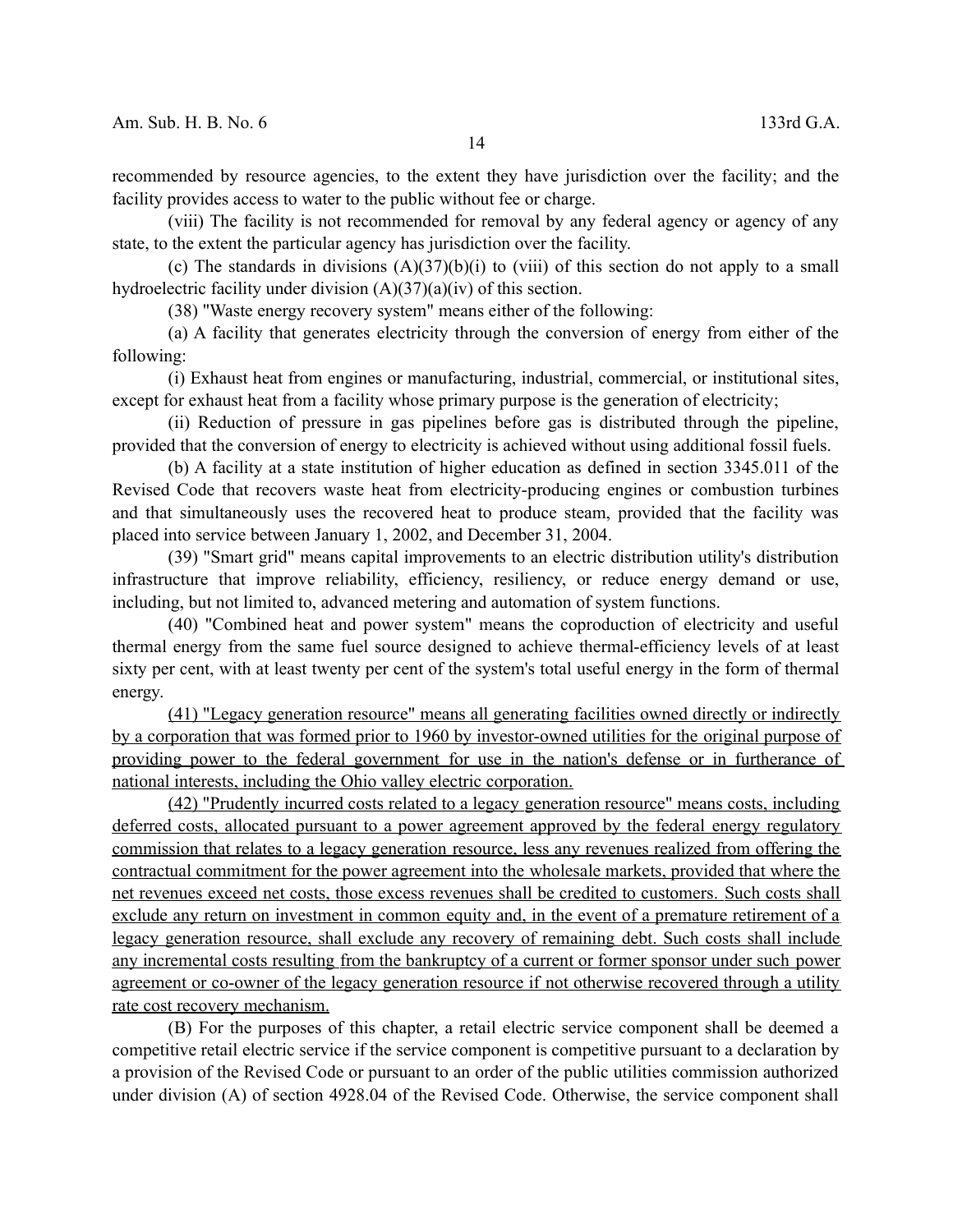recommended by resource agencies, to the extent they have jurisdiction over the facility; and the facility provides access to water to the public without fee or charge.

(viii) The facility is not recommended for removal by any federal agency or agency of any state, to the extent the particular agency has jurisdiction over the facility.

(c) The standards in divisions (A)(37)(b)(i) to (viii) of this section do not apply to a small hydroelectric facility under division (A)(37)(a)(iv) of this section.

(38) "Waste energy recovery system" means either of the following:

(a) A facility that generates electricity through the conversion of energy from either of the following:

(i) Exhaust heat from engines or manufacturing, industrial, commercial, or institutional sites, except for exhaust heat from a facility whose primary purpose is the generation of electricity;

(ii) Reduction of pressure in gas pipelines before gas is distributed through the pipeline, provided that the conversion of energy to electricity is achieved without using additional fossil fuels.

(b) A facility at a state institution of higher education as defined in section 3345.011 of the Revised Code that recovers waste heat from electricity-producing engines or combustion turbines and that simultaneously uses the recovered heat to produce steam, provided that the facility was placed into service between January 1, 2002, and December 31, 2004.

(39) "Smart grid" means capital improvements to an electric distribution utility's distribution infrastructure that improve reliability, efficiency, resiliency, or reduce energy demand or use, including, but not limited to, advanced metering and automation of system functions.

(40) "Combined heat and power system" means the coproduction of electricity and useful thermal energy from the same fuel source designed to achieve thermal-efficiency levels of at least sixty per cent, with at least twenty per cent of the system's total useful energy in the form of thermal energy.

<u>(41) "Legacy generation resource" means all generating facilities owned directly or indirectly by a corporation that was formed prior to 1960 by investor-owned utilities for the original purpose of providing power to the federal government for use in the nation's defense or in furtherance of national interests, including the Ohio valley electric corporation.</u>

<u>(42) "Prudently incurred costs related to a legacy generation resource" means costs, including deferred costs, allocated pursuant to a power agreement approved by the federal energy regulatory commission that relates to a legacy generation resource, less any revenues realized from offering the contractual commitment for the power agreement into the wholesale markets, provided that where the net revenues exceed net costs, those excess revenues shall be credited to customers. Such costs shall exclude any return on investment in common equity and, in the event of a premature retirement of a legacy generation resource, shall exclude any recovery of remaining debt. Such costs shall include any incremental costs resulting from the bankruptcy of a current or former sponsor under such power agreement or co-owner of the legacy generation resource if not otherwise recovered through a utility rate cost recovery mechanism.</u>

(B) For the purposes of this chapter, a retail electric service component shall be deemed a competitive retail electric service if the service component is competitive pursuant to a declaration by a provision of the Revised Code or pursuant to an order of the public utilities commission authorized under division (A) of section 4928.04 of the Revised Code. Otherwise, the service component shall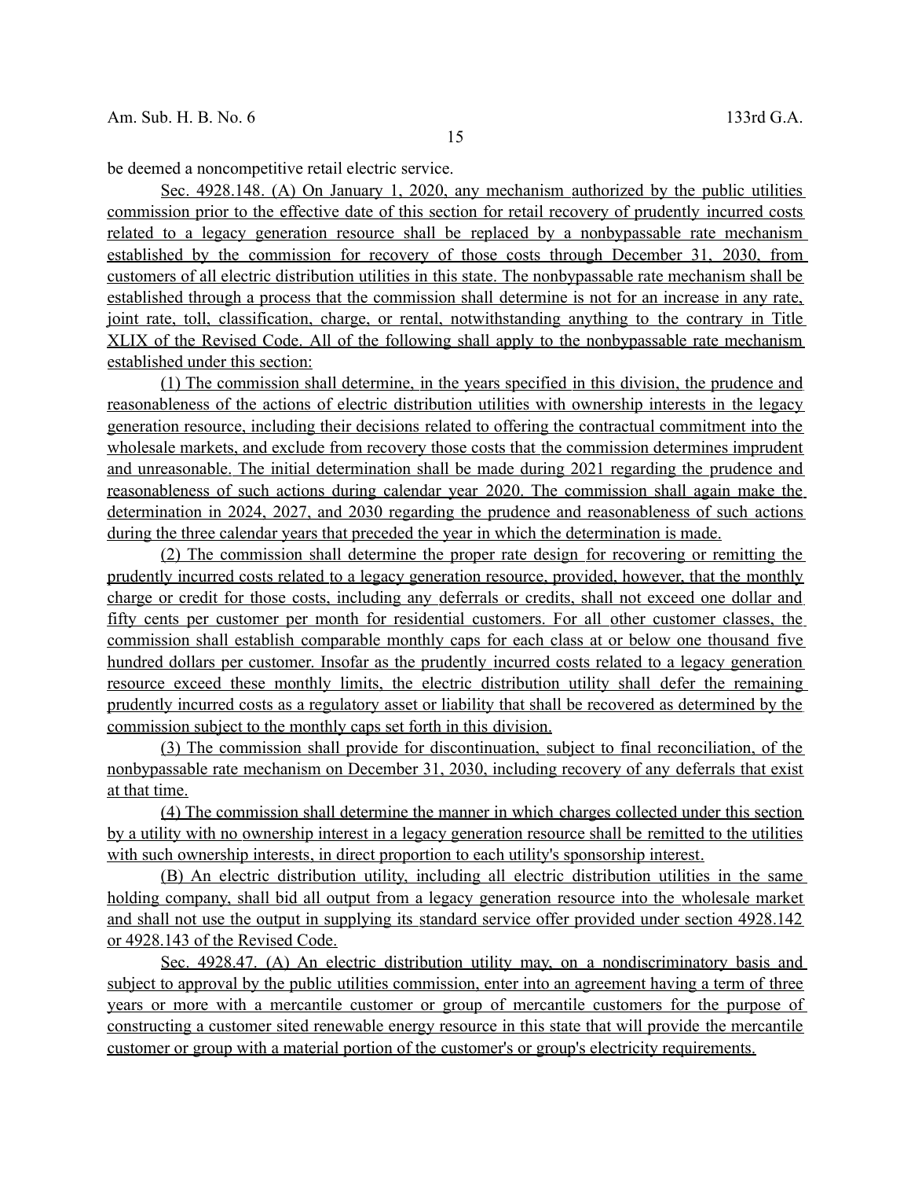be deemed a noncompetitive retail electric service.

Sec. 4928.148. (A) On January 1, 2020, any mechanism authorized by the public utilities commission prior to the effective date of this section for retail recovery of prudently incurred costs related to a legacy generation resource shall be replaced by a nonbypassable rate mechanism established by the commission for recovery of those costs through December 31, 2030, from customers of all electric distribution utilities in this state. The nonbypassable rate mechanism shall be established through a process that the commission shall determine is not for an increase in any rate, joint rate, toll, classification, charge, or rental, notwithstanding anything to the contrary in Title XLIX of the Revised Code. All of the following shall apply to the nonbypassable rate mechanism established under this section:

(1) The commission shall determine, in the years specified in this division, the prudence and reasonableness of the actions of electric distribution utilities with ownership interests in the legacy generation resource, including their decisions related to offering the contractual commitment into the wholesale markets, and exclude from recovery those costs that the commission determines imprudent and unreasonable. The initial determination shall be made during 2021 regarding the prudence and reasonableness of such actions during calendar year 2020. The commission shall again make the determination in 2024, 2027, and 2030 regarding the prudence and reasonableness of such actions during the three calendar years that preceded the year in which the determination is made.

(2) The commission shall determine the proper rate design for recovering or remitting the prudently incurred costs related to a legacy generation resource, provided, however, that the monthly charge or credit for those costs, including any deferrals or credits, shall not exceed one dollar and fifty cents per customer per month for residential customers. For all other customer classes, the commission shall establish comparable monthly caps for each class at or below one thousand five hundred dollars per customer. Insofar as the prudently incurred costs related to a legacy generation resource exceed these monthly limits, the electric distribution utility shall defer the remaining prudently incurred costs as a regulatory asset or liability that shall be recovered as determined by the commission subject to the monthly caps set forth in this division.

(3) The commission shall provide for discontinuation, subject to final reconciliation, of the nonbypassable rate mechanism on December 31, 2030, including recovery of any deferrals that exist at that time.

(4) The commission shall determine the manner in which charges collected under this section by a utility with no ownership interest in a legacy generation resource shall be remitted to the utilities with such ownership interests, in direct proportion to each utility's sponsorship interest.

(B) An electric distribution utility, including all electric distribution utilities in the same holding company, shall bid all output from a legacy generation resource into the wholesale market and shall not use the output in supplying its standard service offer provided under section 4928.142 or 4928.143 of the Revised Code.

Sec. 4928.47. (A) An electric distribution utility may, on a nondiscriminatory basis and subject to approval by the public utilities commission, enter into an agreement having a term of three years or more with a mercantile customer or group of mercantile customers for the purpose of constructing a customer sited renewable energy resource in this state that will provide the mercantile customer or group with a material portion of the customer's or group's electricity requirements.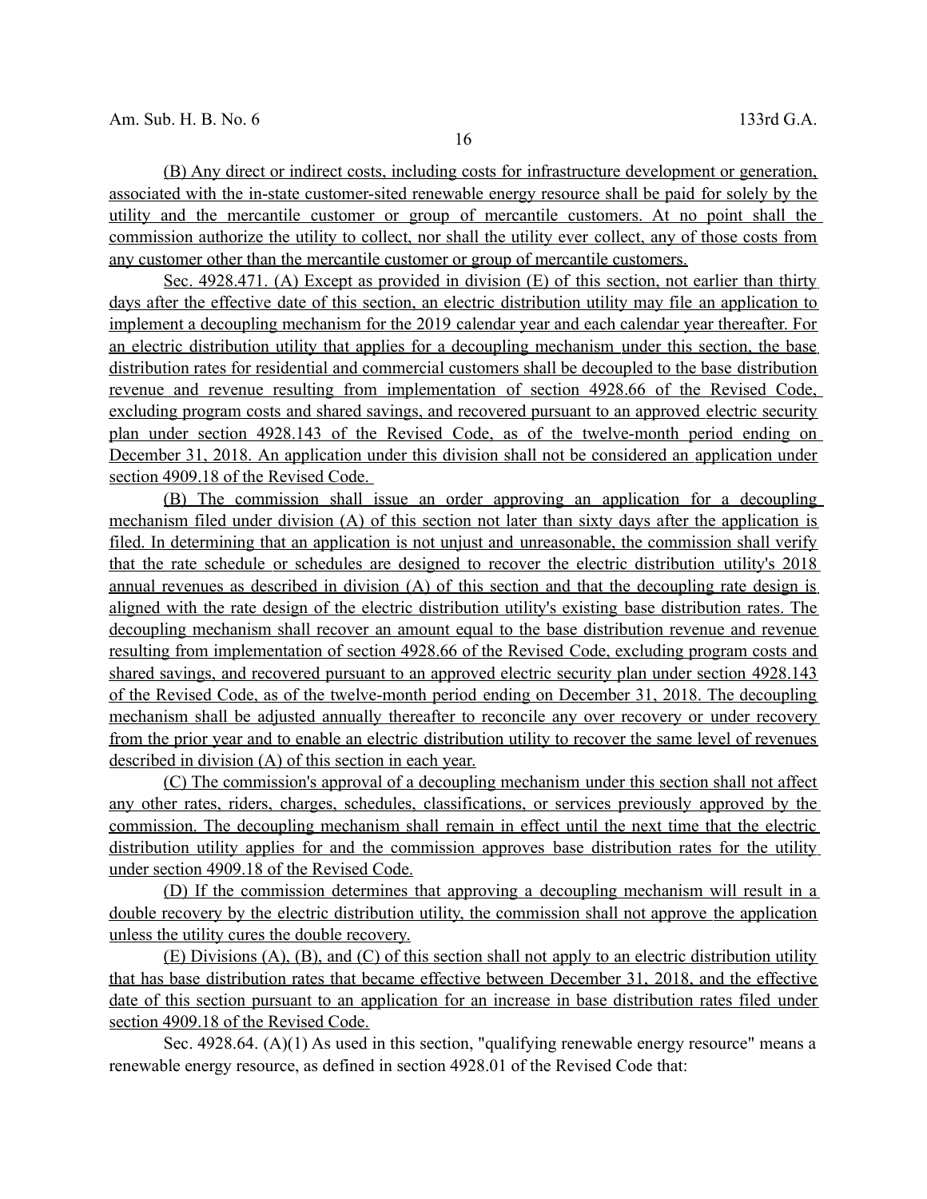(B) Any direct or indirect costs, including costs for infrastructure development or generation, associated with the in-state customer-sited renewable energy resource shall be paid for solely by the utility and the mercantile customer or group of mercantile customers. At no point shall the commission authorize the utility to collect, nor shall the utility ever collect, any of those costs from any customer other than the mercantile customer or group of mercantile customers.

Sec. 4928.471. (A) Except as provided in division (E) of this section, not earlier than thirty days after the effective date of this section, an electric distribution utility may file an application to implement a decoupling mechanism for the 2019 calendar year and each calendar year thereafter. For an electric distribution utility that applies for a decoupling mechanism under this section, the base distribution rates for residential and commercial customers shall be decoupled to the base distribution revenue and revenue resulting from implementation of section 4928.66 of the Revised Code, excluding program costs and shared savings, and recovered pursuant to an approved electric security plan under section 4928.143 of the Revised Code, as of the twelve-month period ending on December 31, 2018. An application under this division shall not be considered an application under section 4909.18 of the Revised Code.

(B) The commission shall issue an order approving an application for a decoupling mechanism filed under division (A) of this section not later than sixty days after the application is filed. In determining that an application is not unjust and unreasonable, the commission shall verify that the rate schedule or schedules are designed to recover the electric distribution utility's 2018 annual revenues as described in division (A) of this section and that the decoupling rate design is aligned with the rate design of the electric distribution utility's existing base distribution rates. The decoupling mechanism shall recover an amount equal to the base distribution revenue and revenue resulting from implementation of section 4928.66 of the Revised Code, excluding program costs and shared savings, and recovered pursuant to an approved electric security plan under section 4928.143 of the Revised Code, as of the twelve-month period ending on December 31, 2018. The decoupling mechanism shall be adjusted annually thereafter to reconcile any over recovery or under recovery from the prior year and to enable an electric distribution utility to recover the same level of revenues described in division (A) of this section in each year.

(C) The commission's approval of a decoupling mechanism under this section shall not affect any other rates, riders, charges, schedules, classifications, or services previously approved by the commission. The decoupling mechanism shall remain in effect until the next time that the electric distribution utility applies for and the commission approves base distribution rates for the utility under section 4909.18 of the Revised Code.

(D) If the commission determines that approving a decoupling mechanism will result in a double recovery by the electric distribution utility, the commission shall not approve the application unless the utility cures the double recovery.

(E) Divisions (A), (B), and (C) of this section shall not apply to an electric distribution utility that has base distribution rates that became effective between December 31, 2018, and the effective date of this section pursuant to an application for an increase in base distribution rates filed under section 4909.18 of the Revised Code.

Sec. 4928.64. (A)(1) As used in this section, "qualifying renewable energy resource" means a renewable energy resource, as defined in section 4928.01 of the Revised Code that: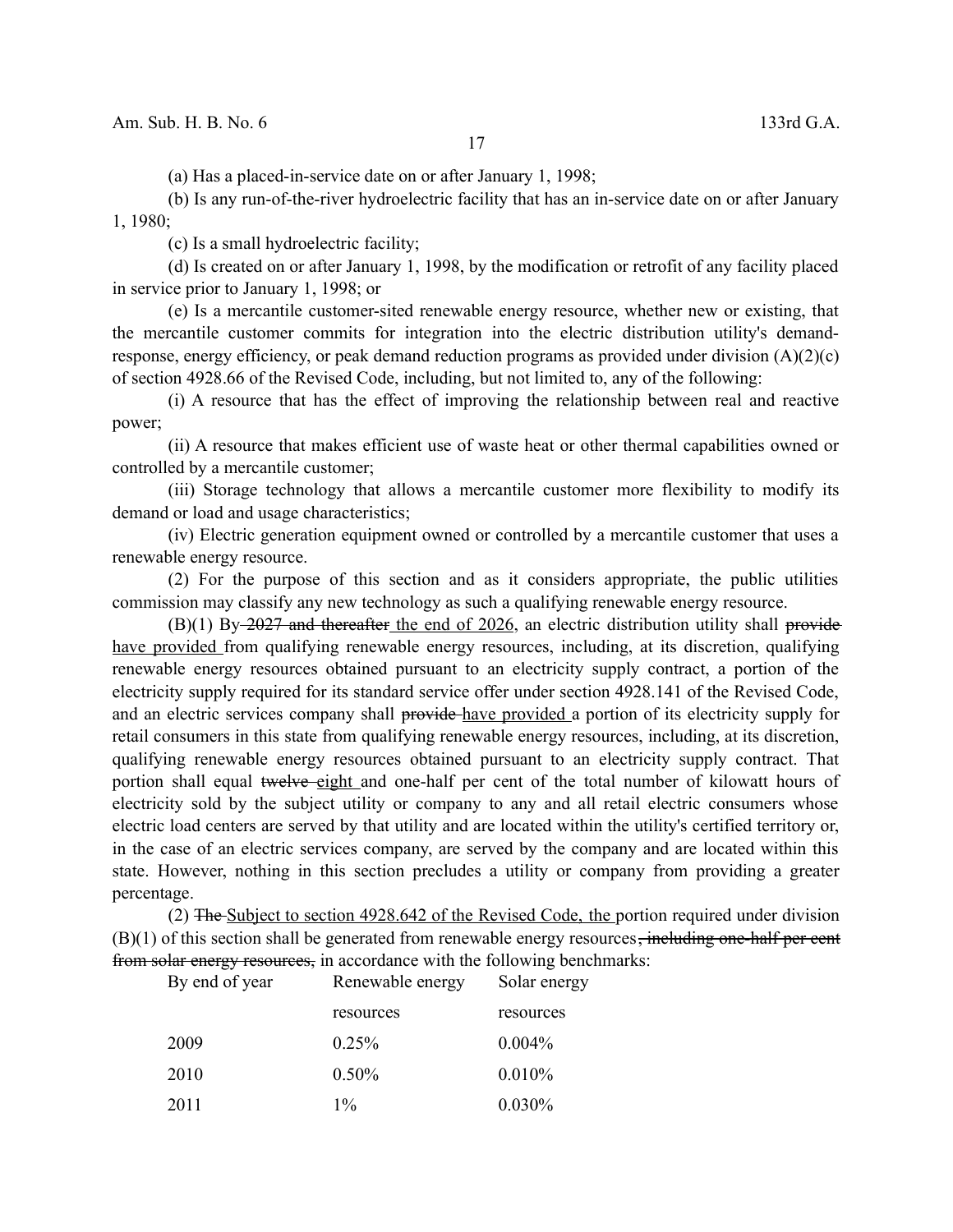(a) Has a placed-in-service date on or after January 1, 1998;

(b) Is any run-of-the-river hydroelectric facility that has an in-service date on or after January 1, 1980;

(c) Is a small hydroelectric facility;

(d) Is created on or after January 1, 1998, by the modification or retrofit of any facility placed in service prior to January 1, 1998; or

(e) Is a mercantile customer-sited renewable energy resource, whether new or existing, that the mercantile customer commits for integration into the electric distribution utility's demand-response, energy efficiency, or peak demand reduction programs as provided under division (A)(2)(c) of section 4928.66 of the Revised Code, including, but not limited to, any of the following:

(i) A resource that has the effect of improving the relationship between real and reactive power;

(ii) A resource that makes efficient use of waste heat or other thermal capabilities owned or controlled by a mercantile customer;

(iii) Storage technology that allows a mercantile customer more flexibility to modify its demand or load and usage characteristics;

(iv) Electric generation equipment owned or controlled by a mercantile customer that uses a renewable energy resource.

(2) For the purpose of this section and as it considers appropriate, the public utilities commission may classify any new technology as such a qualifying renewable energy resource.

(B)(1) By ~~2027 and thereafter~~ <u>the end of 2026</u>, an electric distribution utility shall ~~provide~~ <u>have provided</u> from qualifying renewable energy resources, including, at its discretion, qualifying renewable energy resources obtained pursuant to an electricity supply contract, a portion of the electricity supply required for its standard service offer under section 4928.141 of the Revised Code, and an electric services company shall ~~provide~~ <u>have provided</u> a portion of its electricity supply for retail consumers in this state from qualifying renewable energy resources, including, at its discretion, qualifying renewable energy resources obtained pursuant to an electricity supply contract. That portion shall equal ~~twelve~~ <u>eight</u> and one-half per cent of the total number of kilowatt hours of electricity sold by the subject utility or company to any and all retail electric consumers whose electric load centers are served by that utility and are located within the utility's certified territory or, in the case of an electric services company, are served by the company and are located within this state. However, nothing in this section precludes a utility or company from providing a greater percentage.

(2) ~~The~~ <u>Subject to section 4928.642 of the Revised Code, the</u> portion required under division (B)(1) of this section shall be generated from renewable energy resources~~, including one-half per cent from solar energy resources,~~ in accordance with the following benchmarks:

| By end of year | Renewable energy resources | Solar energy resources |
|---|---|---|
| 2009 | 0.25% | 0.004% |
| 2010 | 0.50% | 0.010% |
| 2011 | 1% | 0.030% |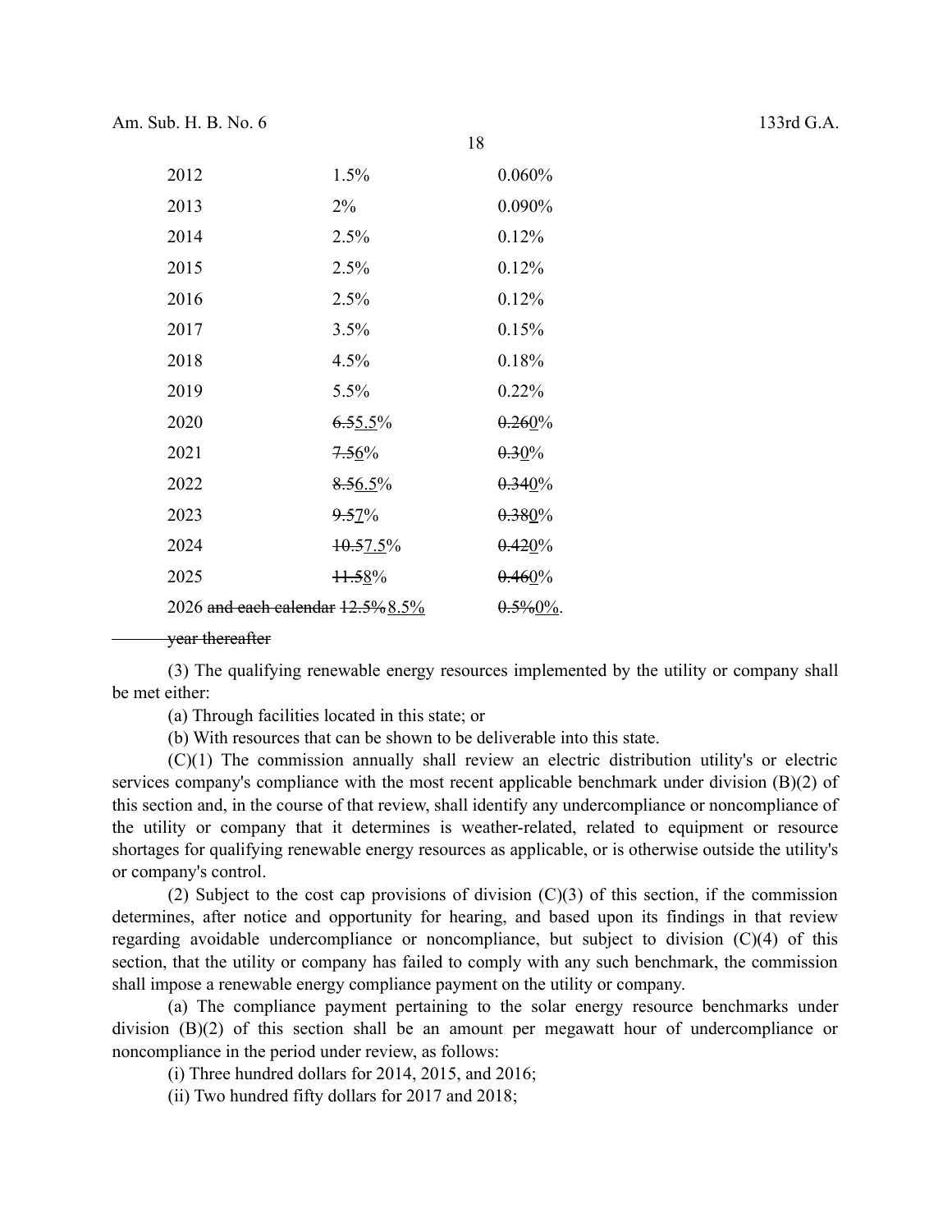| | | |
|---|---|---|
| 2012 | 1.5% | 0.060% |
| 2013 | 2% | 0.090% |
| 2014 | 2.5% | 0.12% |
| 2015 | 2.5% | 0.12% |
| 2016 | 2.5% | 0.12% |
| 2017 | 3.5% | 0.15% |
| 2018 | 4.5% | 0.18% |
| 2019 | 5.5% | 0.22% |
| 2020 | ~~6.5~~<u>5.5</u>% | ~~0.26~~<u>0</u>% |
| 2021 | ~~7.5~~<u>6</u>% | ~~0.3~~<u>0</u>% |
| 2022 | ~~8.5~~<u>6.5</u>% | ~~0.34~~<u>0</u>% |
| 2023 | ~~9.5~~<u>7</u>% | ~~0.38~~<u>0</u>% |
| 2024 | ~~10.5~~<u>7.5</u>% | ~~0.42~~<u>0</u>% |
| 2025 | ~~11.5~~<u>8</u>% | ~~0.46~~<u>0</u>% |
| 2026 ~~and each calendar year thereafter~~ | ~~12.5%~~<u>8.5%</u> | ~~0.5%~~<u>0%</u>. |

(3) The qualifying renewable energy resources implemented by the utility or company shall be met either:

(a) Through facilities located in this state; or

(b) With resources that can be shown to be deliverable into this state.

(C)(1) The commission annually shall review an electric distribution utility's or electric services company's compliance with the most recent applicable benchmark under division (B)(2) of this section and, in the course of that review, shall identify any undercompliance or noncompliance of the utility or company that it determines is weather-related, related to equipment or resource shortages for qualifying renewable energy resources as applicable, or is otherwise outside the utility's or company's control.

(2) Subject to the cost cap provisions of division (C)(3) of this section, if the commission determines, after notice and opportunity for hearing, and based upon its findings in that review regarding avoidable undercompliance or noncompliance, but subject to division (C)(4) of this section, that the utility or company has failed to comply with any such benchmark, the commission shall impose a renewable energy compliance payment on the utility or company.

(a) The compliance payment pertaining to the solar energy resource benchmarks under division (B)(2) of this section shall be an amount per megawatt hour of undercompliance or noncompliance in the period under review, as follows:

(i) Three hundred dollars for 2014, 2015, and 2016;

(ii) Two hundred fifty dollars for 2017 and 2018;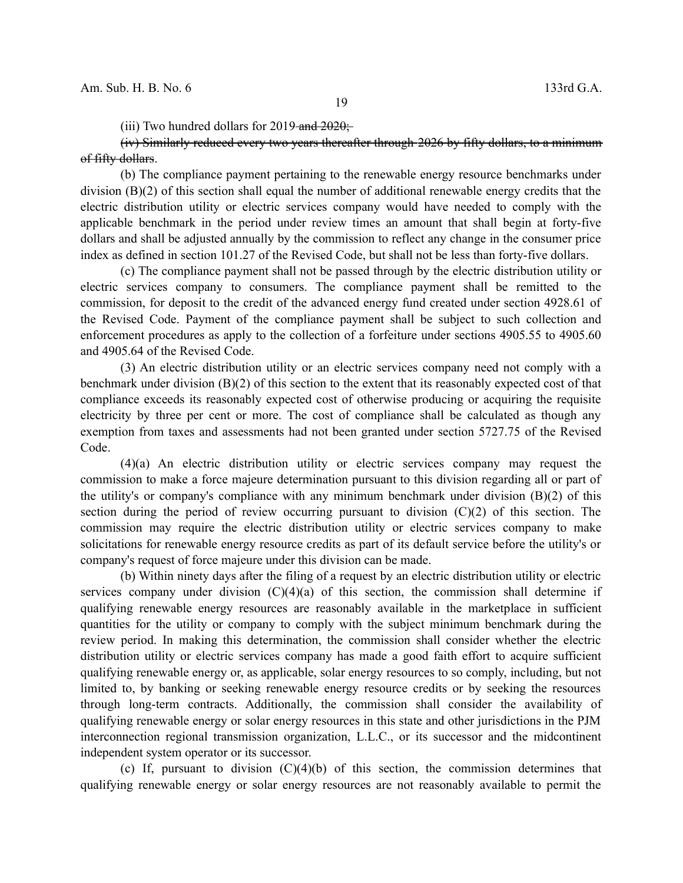(iii) Two hundred dollars for 2019~~ and 2020;~~

~~(iv) Similarly reduced every two years thereafter through 2026 by fifty dollars, to a minimum of fifty dollars~~.

(b) The compliance payment pertaining to the renewable energy resource benchmarks under division (B)(2) of this section shall equal the number of additional renewable energy credits that the electric distribution utility or electric services company would have needed to comply with the applicable benchmark in the period under review times an amount that shall begin at forty-five dollars and shall be adjusted annually by the commission to reflect any change in the consumer price index as defined in section 101.27 of the Revised Code, but shall not be less than forty-five dollars.

(c) The compliance payment shall not be passed through by the electric distribution utility or electric services company to consumers. The compliance payment shall be remitted to the commission, for deposit to the credit of the advanced energy fund created under section 4928.61 of the Revised Code. Payment of the compliance payment shall be subject to such collection and enforcement procedures as apply to the collection of a forfeiture under sections 4905.55 to 4905.60 and 4905.64 of the Revised Code.

(3) An electric distribution utility or an electric services company need not comply with a benchmark under division (B)(2) of this section to the extent that its reasonably expected cost of that compliance exceeds its reasonably expected cost of otherwise producing or acquiring the requisite electricity by three per cent or more. The cost of compliance shall be calculated as though any exemption from taxes and assessments had not been granted under section 5727.75 of the Revised Code.

(4)(a) An electric distribution utility or electric services company may request the commission to make a force majeure determination pursuant to this division regarding all or part of the utility's or company's compliance with any minimum benchmark under division (B)(2) of this section during the period of review occurring pursuant to division (C)(2) of this section. The commission may require the electric distribution utility or electric services company to make solicitations for renewable energy resource credits as part of its default service before the utility's or company's request of force majeure under this division can be made.

(b) Within ninety days after the filing of a request by an electric distribution utility or electric services company under division (C)(4)(a) of this section, the commission shall determine if qualifying renewable energy resources are reasonably available in the marketplace in sufficient quantities for the utility or company to comply with the subject minimum benchmark during the review period. In making this determination, the commission shall consider whether the electric distribution utility or electric services company has made a good faith effort to acquire sufficient qualifying renewable energy or, as applicable, solar energy resources to so comply, including, but not limited to, by banking or seeking renewable energy resource credits or by seeking the resources through long-term contracts. Additionally, the commission shall consider the availability of qualifying renewable energy or solar energy resources in this state and other jurisdictions in the PJM interconnection regional transmission organization, L.L.C., or its successor and the midcontinent independent system operator or its successor.

(c) If, pursuant to division (C)(4)(b) of this section, the commission determines that qualifying renewable energy or solar energy resources are not reasonably available to permit the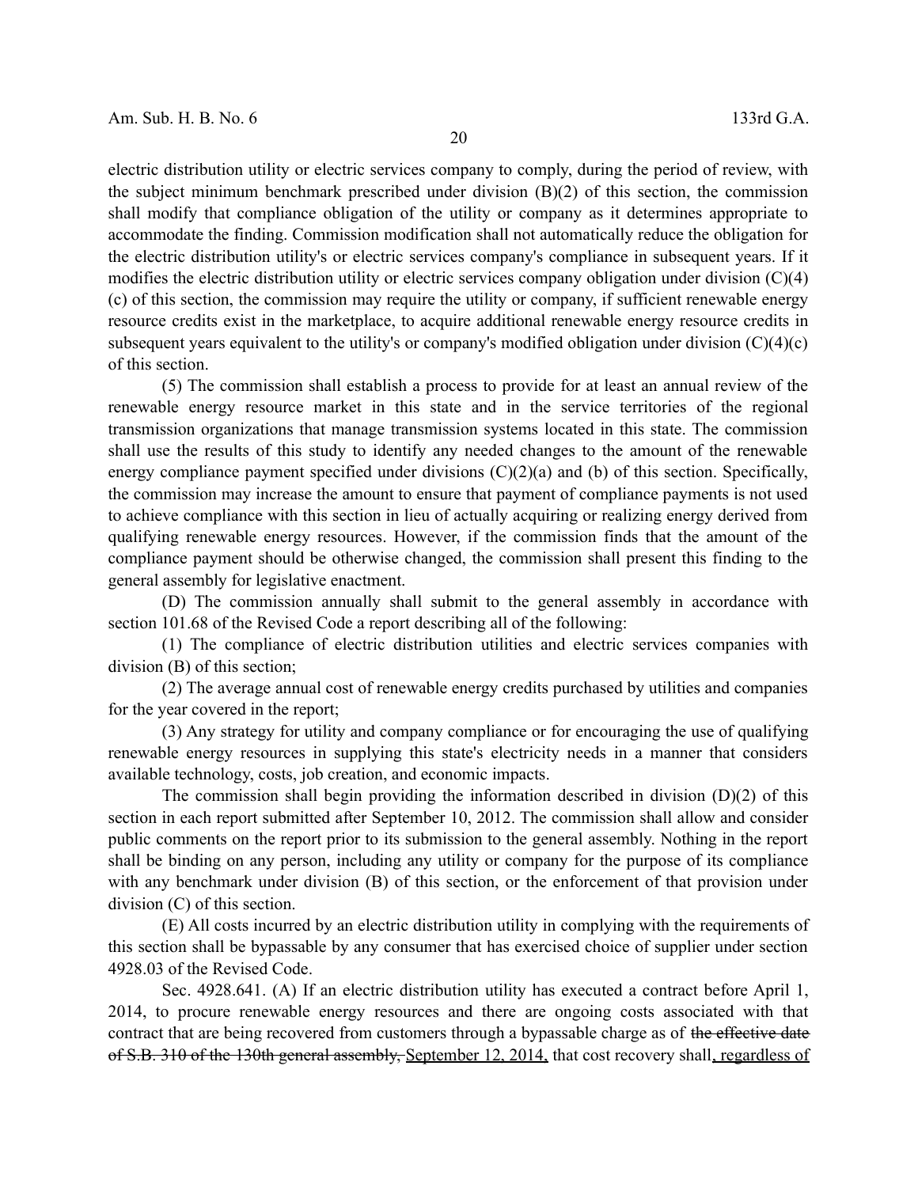electric distribution utility or electric services company to comply, during the period of review, with the subject minimum benchmark prescribed under division (B)(2) of this section, the commission shall modify that compliance obligation of the utility or company as it determines appropriate to accommodate the finding. Commission modification shall not automatically reduce the obligation for the electric distribution utility's or electric services company's compliance in subsequent years. If it modifies the electric distribution utility or electric services company obligation under division (C)(4)(c) of this section, the commission may require the utility or company, if sufficient renewable energy resource credits exist in the marketplace, to acquire additional renewable energy resource credits in subsequent years equivalent to the utility's or company's modified obligation under division (C)(4)(c) of this section.

(5) The commission shall establish a process to provide for at least an annual review of the renewable energy resource market in this state and in the service territories of the regional transmission organizations that manage transmission systems located in this state. The commission shall use the results of this study to identify any needed changes to the amount of the renewable energy compliance payment specified under divisions (C)(2)(a) and (b) of this section. Specifically, the commission may increase the amount to ensure that payment of compliance payments is not used to achieve compliance with this section in lieu of actually acquiring or realizing energy derived from qualifying renewable energy resources. However, if the commission finds that the amount of the compliance payment should be otherwise changed, the commission shall present this finding to the general assembly for legislative enactment.

(D) The commission annually shall submit to the general assembly in accordance with section 101.68 of the Revised Code a report describing all of the following:

(1) The compliance of electric distribution utilities and electric services companies with division (B) of this section;

(2) The average annual cost of renewable energy credits purchased by utilities and companies for the year covered in the report;

(3) Any strategy for utility and company compliance or for encouraging the use of qualifying renewable energy resources in supplying this state's electricity needs in a manner that considers available technology, costs, job creation, and economic impacts.

The commission shall begin providing the information described in division (D)(2) of this section in each report submitted after September 10, 2012. The commission shall allow and consider public comments on the report prior to its submission to the general assembly. Nothing in the report shall be binding on any person, including any utility or company for the purpose of its compliance with any benchmark under division (B) of this section, or the enforcement of that provision under division (C) of this section.

(E) All costs incurred by an electric distribution utility in complying with the requirements of this section shall be bypassable by any consumer that has exercised choice of supplier under section 4928.03 of the Revised Code.

Sec. 4928.641. (A) If an electric distribution utility has executed a contract before April 1, 2014, to procure renewable energy resources and there are ongoing costs associated with that contract that are being recovered from customers through a bypassable charge as of ~~the effective date of S.B. 310 of the 130th general assembly,~~ <u>September 12, 2014,</u> that cost recovery shall<u>, regardless of</u>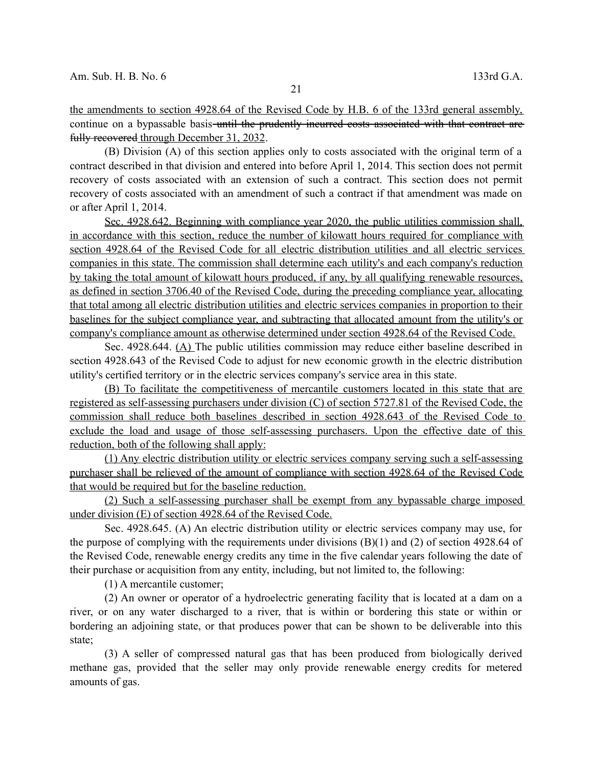the amendments to section 4928.64 of the Revised Code by H.B. 6 of the 133rd general assembly, continue on a bypassable basis ~~until the prudently incurred costs associated with that contract are fully recovered~~ through December 31, 2032.

(B) Division (A) of this section applies only to costs associated with the original term of a contract described in that division and entered into before April 1, 2014. This section does not permit recovery of costs associated with an extension of such a contract. This section does not permit recovery of costs associated with an amendment of such a contract if that amendment was made on or after April 1, 2014.

Sec. 4928.642. Beginning with compliance year 2020, the public utilities commission shall, in accordance with this section, reduce the number of kilowatt hours required for compliance with section 4928.64 of the Revised Code for all electric distribution utilities and all electric services companies in this state. The commission shall determine each utility's and each company's reduction by taking the total amount of kilowatt hours produced, if any, by all qualifying renewable resources, as defined in section 3706.40 of the Revised Code, during the preceding compliance year, allocating that total among all electric distribution utilities and electric services companies in proportion to their baselines for the subject compliance year, and subtracting that allocated amount from the utility's or company's compliance amount as otherwise determined under section 4928.64 of the Revised Code.

Sec. 4928.644. (A) The public utilities commission may reduce either baseline described in section 4928.643 of the Revised Code to adjust for new economic growth in the electric distribution utility's certified territory or in the electric services company's service area in this state.

(B) To facilitate the competitiveness of mercantile customers located in this state that are registered as self-assessing purchasers under division (C) of section 5727.81 of the Revised Code, the commission shall reduce both baselines described in section 4928.643 of the Revised Code to exclude the load and usage of those self-assessing purchasers. Upon the effective date of this reduction, both of the following shall apply:

(1) Any electric distribution utility or electric services company serving such a self-assessing purchaser shall be relieved of the amount of compliance with section 4928.64 of the Revised Code that would be required but for the baseline reduction.

(2) Such a self-assessing purchaser shall be exempt from any bypassable charge imposed under division (E) of section 4928.64 of the Revised Code.

Sec. 4928.645. (A) An electric distribution utility or electric services company may use, for the purpose of complying with the requirements under divisions (B)(1) and (2) of section 4928.64 of the Revised Code, renewable energy credits any time in the five calendar years following the date of their purchase or acquisition from any entity, including, but not limited to, the following:

(1) A mercantile customer;

(2) An owner or operator of a hydroelectric generating facility that is located at a dam on a river, or on any water discharged to a river, that is within or bordering this state or within or bordering an adjoining state, or that produces power that can be shown to be deliverable into this state;

(3) A seller of compressed natural gas that has been produced from biologically derived methane gas, provided that the seller may only provide renewable energy credits for metered amounts of gas.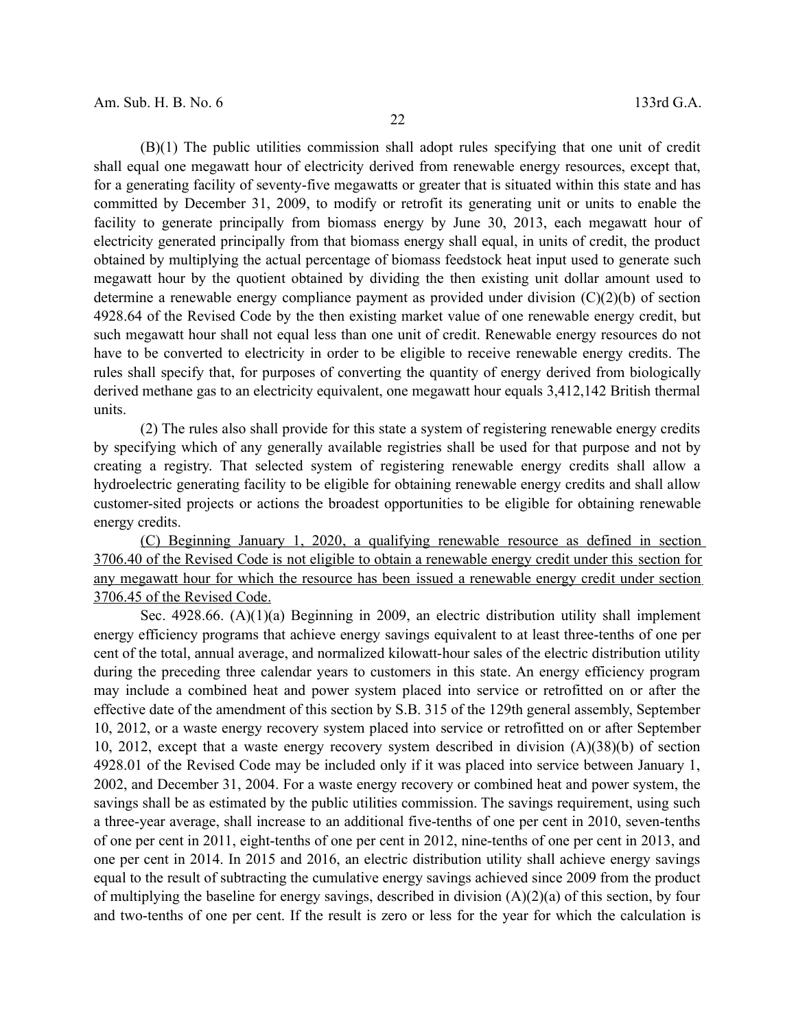(B)(1) The public utilities commission shall adopt rules specifying that one unit of credit shall equal one megawatt hour of electricity derived from renewable energy resources, except that, for a generating facility of seventy-five megawatts or greater that is situated within this state and has committed by December 31, 2009, to modify or retrofit its generating unit or units to enable the facility to generate principally from biomass energy by June 30, 2013, each megawatt hour of electricity generated principally from that biomass energy shall equal, in units of credit, the product obtained by multiplying the actual percentage of biomass feedstock heat input used to generate such megawatt hour by the quotient obtained by dividing the then existing unit dollar amount used to determine a renewable energy compliance payment as provided under division (C)(2)(b) of section 4928.64 of the Revised Code by the then existing market value of one renewable energy credit, but such megawatt hour shall not equal less than one unit of credit. Renewable energy resources do not have to be converted to electricity in order to be eligible to receive renewable energy credits. The rules shall specify that, for purposes of converting the quantity of energy derived from biologically derived methane gas to an electricity equivalent, one megawatt hour equals 3,412,142 British thermal units.

(2) The rules also shall provide for this state a system of registering renewable energy credits by specifying which of any generally available registries shall be used for that purpose and not by creating a registry. That selected system of registering renewable energy credits shall allow a hydroelectric generating facility to be eligible for obtaining renewable energy credits and shall allow customer-sited projects or actions the broadest opportunities to be eligible for obtaining renewable energy credits.

<u>(C) Beginning January 1, 2020, a qualifying renewable resource as defined in section 3706.40 of the Revised Code is not eligible to obtain a renewable energy credit under this section for any megawatt hour for which the resource has been issued a renewable energy credit under section 3706.45 of the Revised Code.</u>

Sec. 4928.66. (A)(1)(a) Beginning in 2009, an electric distribution utility shall implement energy efficiency programs that achieve energy savings equivalent to at least three-tenths of one per cent of the total, annual average, and normalized kilowatt-hour sales of the electric distribution utility during the preceding three calendar years to customers in this state. An energy efficiency program may include a combined heat and power system placed into service or retrofitted on or after the effective date of the amendment of this section by S.B. 315 of the 129th general assembly, September 10, 2012, or a waste energy recovery system placed into service or retrofitted on or after September 10, 2012, except that a waste energy recovery system described in division (A)(38)(b) of section 4928.01 of the Revised Code may be included only if it was placed into service between January 1, 2002, and December 31, 2004. For a waste energy recovery or combined heat and power system, the savings shall be as estimated by the public utilities commission. The savings requirement, using such a three-year average, shall increase to an additional five-tenths of one per cent in 2010, seven-tenths of one per cent in 2011, eight-tenths of one per cent in 2012, nine-tenths of one per cent in 2013, and one per cent in 2014. In 2015 and 2016, an electric distribution utility shall achieve energy savings equal to the result of subtracting the cumulative energy savings achieved since 2009 from the product of multiplying the baseline for energy savings, described in division (A)(2)(a) of this section, by four and two-tenths of one per cent. If the result is zero or less for the year for which the calculation is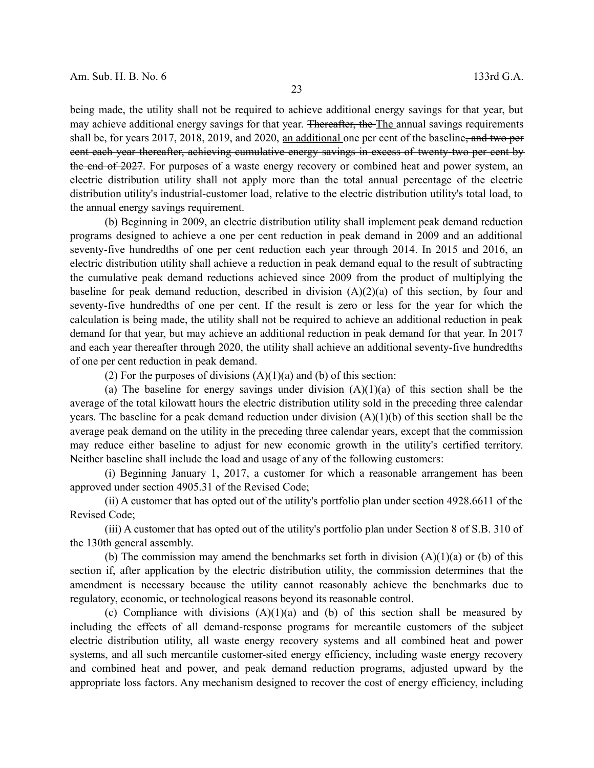being made, the utility shall not be required to achieve additional energy savings for that year, but may achieve additional energy savings for that year. ~~Thereafter, the~~ The annual savings requirements shall be, for years 2017, 2018, 2019, and 2020, an additional one per cent of the baseline~~, and two per cent each year thereafter, achieving cumulative energy savings in excess of twenty-two per cent by the end of 2027~~. For purposes of a waste energy recovery or combined heat and power system, an electric distribution utility shall not apply more than the total annual percentage of the electric distribution utility's industrial-customer load, relative to the electric distribution utility's total load, to the annual energy savings requirement.

(b) Beginning in 2009, an electric distribution utility shall implement peak demand reduction programs designed to achieve a one per cent reduction in peak demand in 2009 and an additional seventy-five hundredths of one per cent reduction each year through 2014. In 2015 and 2016, an electric distribution utility shall achieve a reduction in peak demand equal to the result of subtracting the cumulative peak demand reductions achieved since 2009 from the product of multiplying the baseline for peak demand reduction, described in division (A)(2)(a) of this section, by four and seventy-five hundredths of one per cent. If the result is zero or less for the year for which the calculation is being made, the utility shall not be required to achieve an additional reduction in peak demand for that year, but may achieve an additional reduction in peak demand for that year. In 2017 and each year thereafter through 2020, the utility shall achieve an additional seventy-five hundredths of one per cent reduction in peak demand.

(2) For the purposes of divisions (A)(1)(a) and (b) of this section:

(a) The baseline for energy savings under division (A)(1)(a) of this section shall be the average of the total kilowatt hours the electric distribution utility sold in the preceding three calendar years. The baseline for a peak demand reduction under division (A)(1)(b) of this section shall be the average peak demand on the utility in the preceding three calendar years, except that the commission may reduce either baseline to adjust for new economic growth in the utility's certified territory. Neither baseline shall include the load and usage of any of the following customers:

(i) Beginning January 1, 2017, a customer for which a reasonable arrangement has been approved under section 4905.31 of the Revised Code;

(ii) A customer that has opted out of the utility's portfolio plan under section 4928.6611 of the Revised Code;

(iii) A customer that has opted out of the utility's portfolio plan under Section 8 of S.B. 310 of the 130th general assembly.

(b) The commission may amend the benchmarks set forth in division (A)(1)(a) or (b) of this section if, after application by the electric distribution utility, the commission determines that the amendment is necessary because the utility cannot reasonably achieve the benchmarks due to regulatory, economic, or technological reasons beyond its reasonable control.

(c) Compliance with divisions (A)(1)(a) and (b) of this section shall be measured by including the effects of all demand-response programs for mercantile customers of the subject electric distribution utility, all waste energy recovery systems and all combined heat and power systems, and all such mercantile customer-sited energy efficiency, including waste energy recovery and combined heat and power, and peak demand reduction programs, adjusted upward by the appropriate loss factors. Any mechanism designed to recover the cost of energy efficiency, including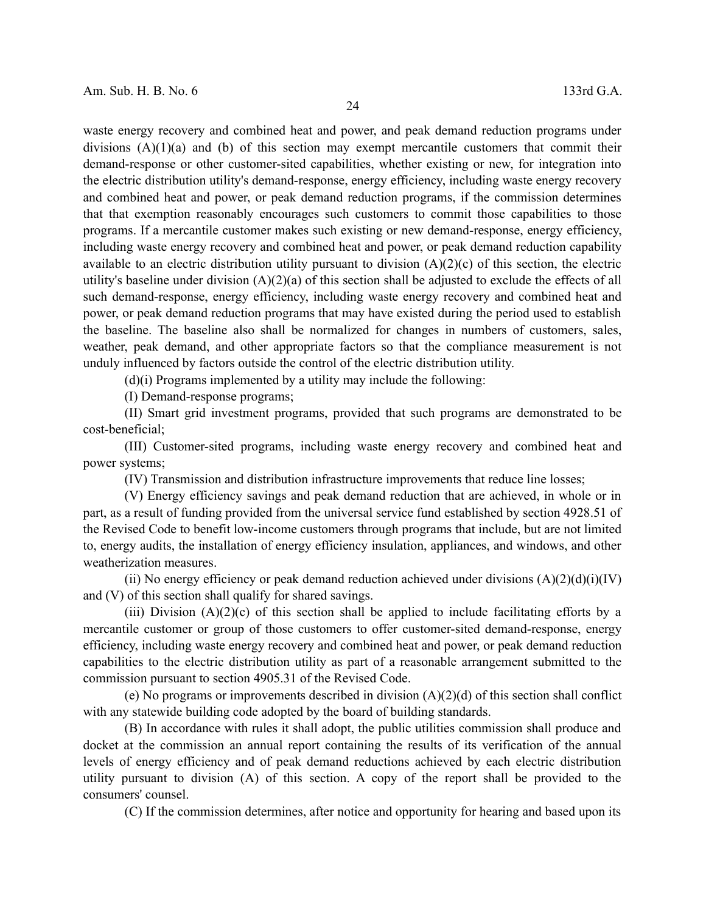waste energy recovery and combined heat and power, and peak demand reduction programs under divisions (A)(1)(a) and (b) of this section may exempt mercantile customers that commit their demand-response or other customer-sited capabilities, whether existing or new, for integration into the electric distribution utility's demand-response, energy efficiency, including waste energy recovery and combined heat and power, or peak demand reduction programs, if the commission determines that that exemption reasonably encourages such customers to commit those capabilities to those programs. If a mercantile customer makes such existing or new demand-response, energy efficiency, including waste energy recovery and combined heat and power, or peak demand reduction capability available to an electric distribution utility pursuant to division (A)(2)(c) of this section, the electric utility's baseline under division (A)(2)(a) of this section shall be adjusted to exclude the effects of all such demand-response, energy efficiency, including waste energy recovery and combined heat and power, or peak demand reduction programs that may have existed during the period used to establish the baseline. The baseline also shall be normalized for changes in numbers of customers, sales, weather, peak demand, and other appropriate factors so that the compliance measurement is not unduly influenced by factors outside the control of the electric distribution utility.

(d)(i) Programs implemented by a utility may include the following:

(I) Demand-response programs;

(II) Smart grid investment programs, provided that such programs are demonstrated to be cost-beneficial;

(III) Customer-sited programs, including waste energy recovery and combined heat and power systems;

(IV) Transmission and distribution infrastructure improvements that reduce line losses;

(V) Energy efficiency savings and peak demand reduction that are achieved, in whole or in part, as a result of funding provided from the universal service fund established by section 4928.51 of the Revised Code to benefit low-income customers through programs that include, but are not limited to, energy audits, the installation of energy efficiency insulation, appliances, and windows, and other weatherization measures.

(ii) No energy efficiency or peak demand reduction achieved under divisions (A)(2)(d)(i)(IV) and (V) of this section shall qualify for shared savings.

(iii) Division (A)(2)(c) of this section shall be applied to include facilitating efforts by a mercantile customer or group of those customers to offer customer-sited demand-response, energy efficiency, including waste energy recovery and combined heat and power, or peak demand reduction capabilities to the electric distribution utility as part of a reasonable arrangement submitted to the commission pursuant to section 4905.31 of the Revised Code.

(e) No programs or improvements described in division (A)(2)(d) of this section shall conflict with any statewide building code adopted by the board of building standards.

(B) In accordance with rules it shall adopt, the public utilities commission shall produce and docket at the commission an annual report containing the results of its verification of the annual levels of energy efficiency and of peak demand reductions achieved by each electric distribution utility pursuant to division (A) of this section. A copy of the report shall be provided to the consumers' counsel.

(C) If the commission determines, after notice and opportunity for hearing and based upon its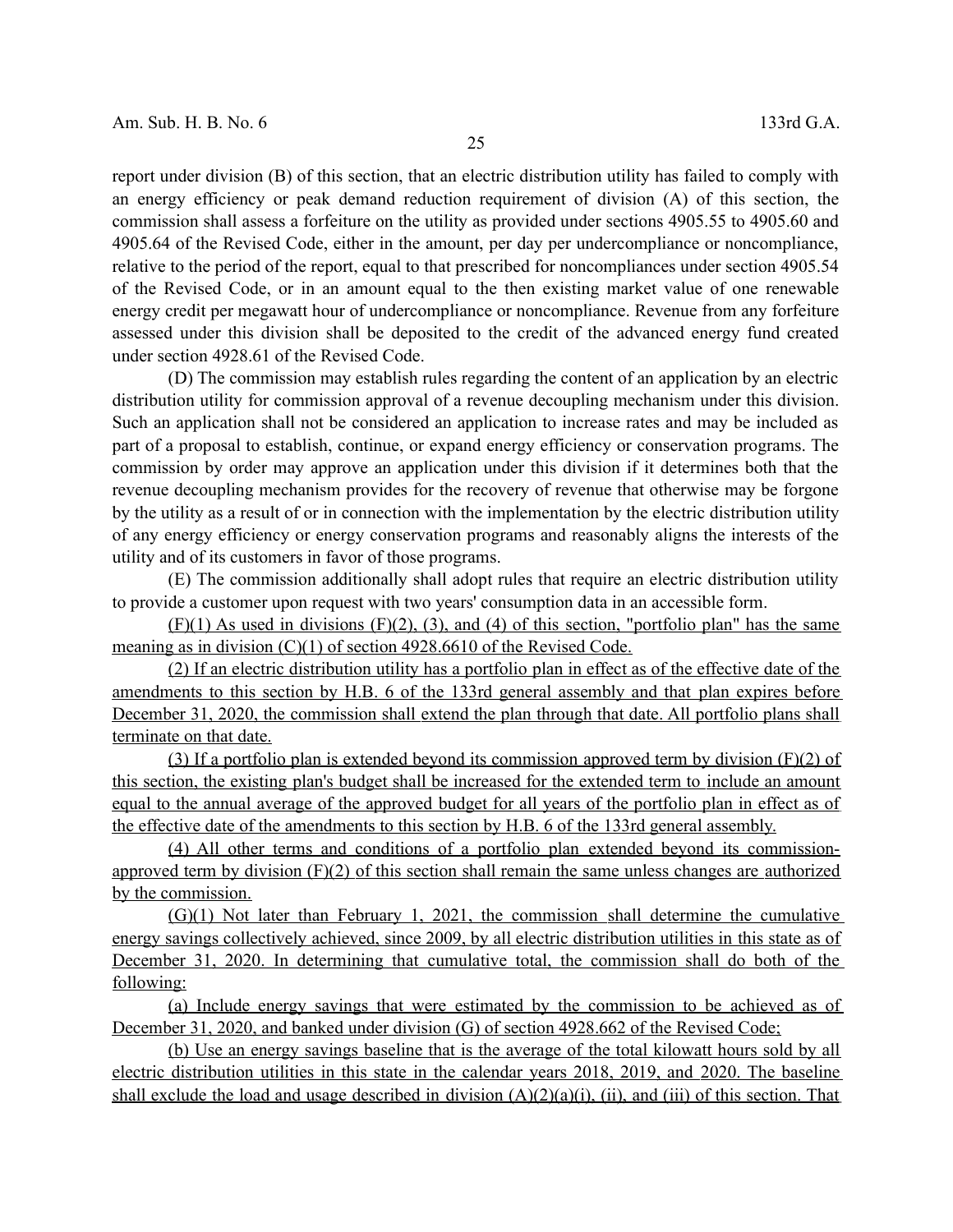report under division (B) of this section, that an electric distribution utility has failed to comply with an energy efficiency or peak demand reduction requirement of division (A) of this section, the commission shall assess a forfeiture on the utility as provided under sections 4905.55 to 4905.60 and 4905.64 of the Revised Code, either in the amount, per day per undercompliance or noncompliance, relative to the period of the report, equal to that prescribed for noncompliances under section 4905.54 of the Revised Code, or in an amount equal to the then existing market value of one renewable energy credit per megawatt hour of undercompliance or noncompliance. Revenue from any forfeiture assessed under this division shall be deposited to the credit of the advanced energy fund created under section 4928.61 of the Revised Code.

(D) The commission may establish rules regarding the content of an application by an electric distribution utility for commission approval of a revenue decoupling mechanism under this division. Such an application shall not be considered an application to increase rates and may be included as part of a proposal to establish, continue, or expand energy efficiency or conservation programs. The commission by order may approve an application under this division if it determines both that the revenue decoupling mechanism provides for the recovery of revenue that otherwise may be forgone by the utility as a result of or in connection with the implementation by the electric distribution utility of any energy efficiency or energy conservation programs and reasonably aligns the interests of the utility and of its customers in favor of those programs.

(E) The commission additionally shall adopt rules that require an electric distribution utility to provide a customer upon request with two years' consumption data in an accessible form.

(F)(1) As used in divisions (F)(2), (3), and (4) of this section, "portfolio plan" has the same meaning as in division (C)(1) of section 4928.6610 of the Revised Code.

(2) If an electric distribution utility has a portfolio plan in effect as of the effective date of the amendments to this section by H.B. 6 of the 133rd general assembly and that plan expires before December 31, 2020, the commission shall extend the plan through that date. All portfolio plans shall terminate on that date.

(3) If a portfolio plan is extended beyond its commission approved term by division (F)(2) of this section, the existing plan's budget shall be increased for the extended term to include an amount equal to the annual average of the approved budget for all years of the portfolio plan in effect as of the effective date of the amendments to this section by H.B. 6 of the 133rd general assembly.

(4) All other terms and conditions of a portfolio plan extended beyond its commission-approved term by division (F)(2) of this section shall remain the same unless changes are authorized by the commission.

(G)(1) Not later than February 1, 2021, the commission shall determine the cumulative energy savings collectively achieved, since 2009, by all electric distribution utilities in this state as of December 31, 2020. In determining that cumulative total, the commission shall do both of the following:

(a) Include energy savings that were estimated by the commission to be achieved as of December 31, 2020, and banked under division (G) of section 4928.662 of the Revised Code;

(b) Use an energy savings baseline that is the average of the total kilowatt hours sold by all electric distribution utilities in this state in the calendar years 2018, 2019, and 2020. The baseline shall exclude the load and usage described in division (A)(2)(a)(i), (ii), and (iii) of this section. That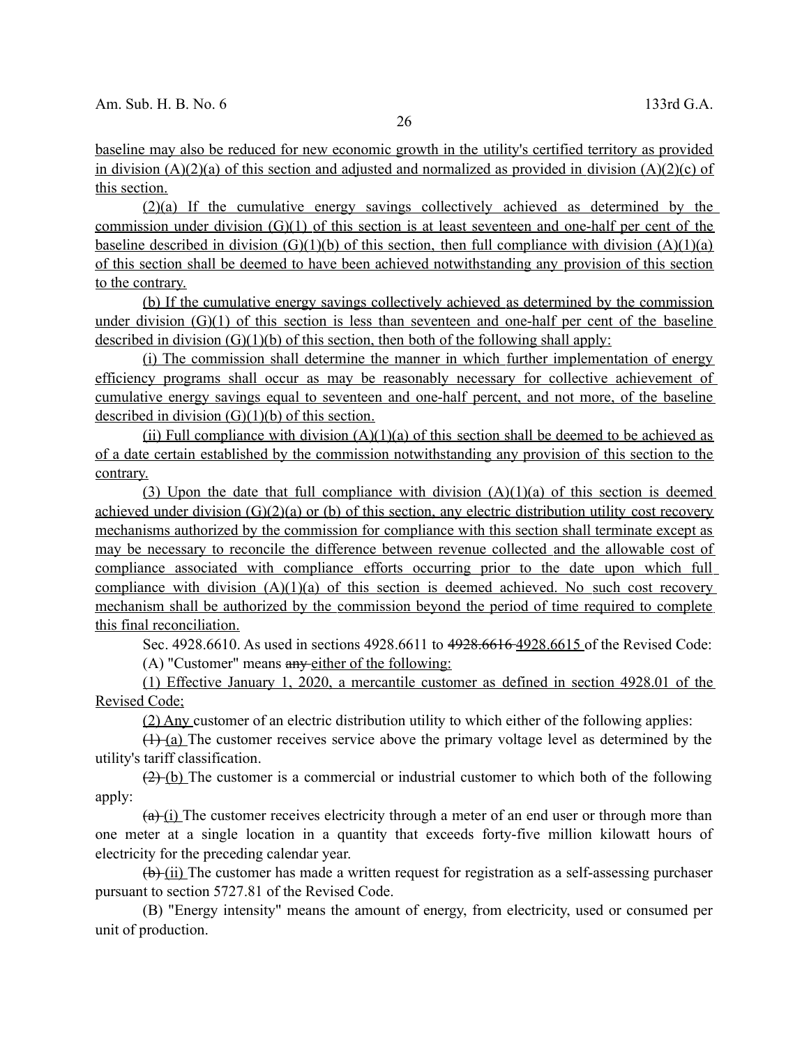baseline may also be reduced for new economic growth in the utility's certified territory as provided in division (A)(2)(a) of this section and adjusted and normalized as provided in division (A)(2)(c) of this section.

(2)(a) If the cumulative energy savings collectively achieved as determined by the commission under division (G)(1) of this section is at least seventeen and one-half per cent of the baseline described in division (G)(1)(b) of this section, then full compliance with division (A)(1)(a) of this section shall be deemed to have been achieved notwithstanding any provision of this section to the contrary.

(b) If the cumulative energy savings collectively achieved as determined by the commission under division (G)(1) of this section is less than seventeen and one-half per cent of the baseline described in division (G)(1)(b) of this section, then both of the following shall apply:

(i) The commission shall determine the manner in which further implementation of energy efficiency programs shall occur as may be reasonably necessary for collective achievement of cumulative energy savings equal to seventeen and one-half percent, and not more, of the baseline described in division (G)(1)(b) of this section.

(ii) Full compliance with division (A)(1)(a) of this section shall be deemed to be achieved as of a date certain established by the commission notwithstanding any provision of this section to the contrary.

(3) Upon the date that full compliance with division (A)(1)(a) of this section is deemed achieved under division (G)(2)(a) or (b) of this section, any electric distribution utility cost recovery mechanisms authorized by the commission for compliance with this section shall terminate except as may be necessary to reconcile the difference between revenue collected and the allowable cost of compliance associated with compliance efforts occurring prior to the date upon which full compliance with division (A)(1)(a) of this section is deemed achieved. No such cost recovery mechanism shall be authorized by the commission beyond the period of time required to complete this final reconciliation.

Sec. 4928.6610. As used in sections 4928.6611 to ~~4928.6616~~ 4928.6615 of the Revised Code:

(A) "Customer" means ~~any~~ either of the following:

(1) Effective January 1, 2020, a mercantile customer as defined in section 4928.01 of the Revised Code;

(2) Any customer of an electric distribution utility to which either of the following applies:

~~(1)~~ (a) The customer receives service above the primary voltage level as determined by the utility's tariff classification.

~~(2)~~ (b) The customer is a commercial or industrial customer to which both of the following apply:

~~(a)~~ (i) The customer receives electricity through a meter of an end user or through more than one meter at a single location in a quantity that exceeds forty-five million kilowatt hours of electricity for the preceding calendar year.

~~(b)~~ (ii) The customer has made a written request for registration as a self-assessing purchaser pursuant to section 5727.81 of the Revised Code.

(B) "Energy intensity" means the amount of energy, from electricity, used or consumed per unit of production.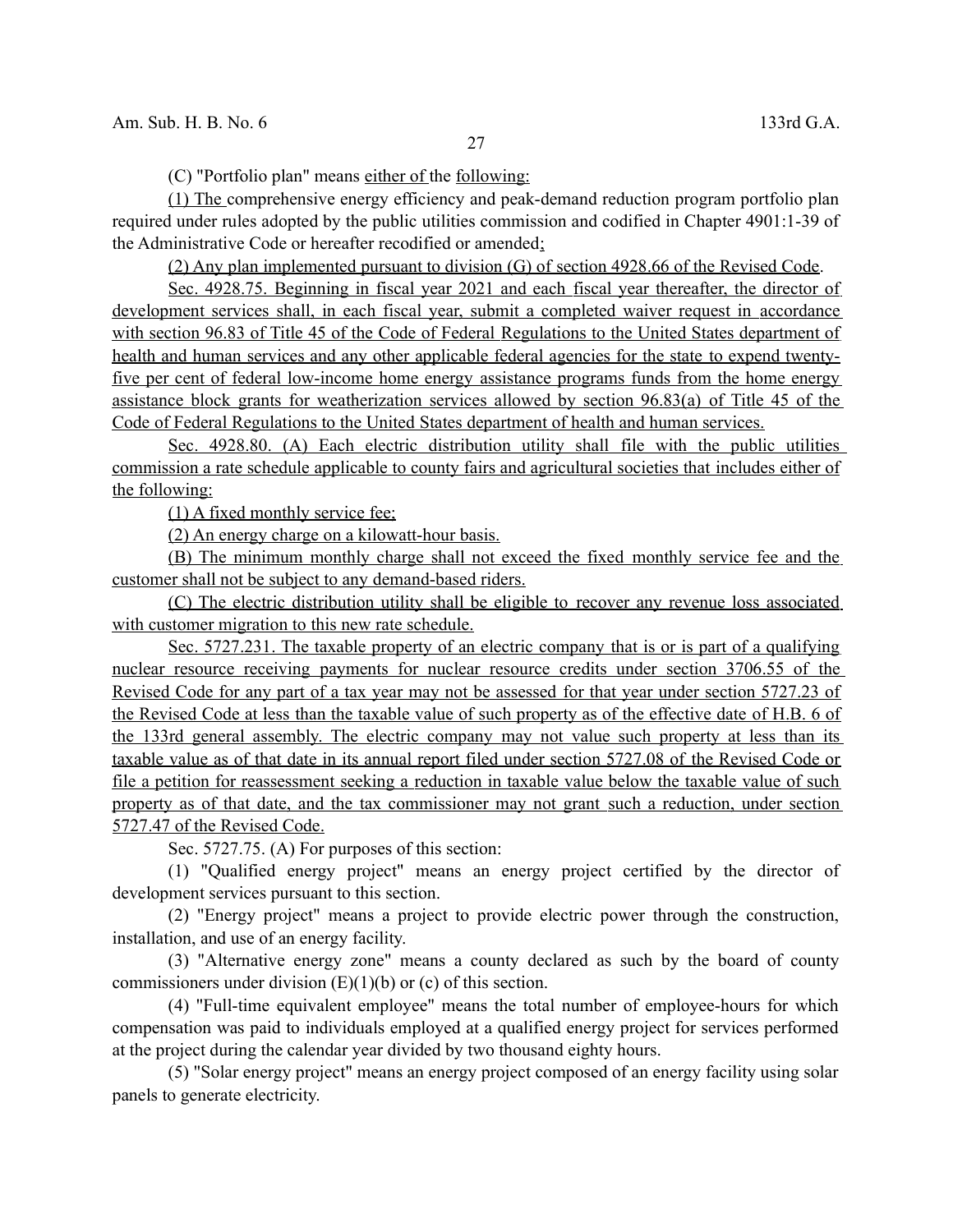(C) "Portfolio plan" means either of the following:

(1) The comprehensive energy efficiency and peak-demand reduction program portfolio plan required under rules adopted by the public utilities commission and codified in Chapter 4901:1-39 of the Administrative Code or hereafter recodified or amended;

(2) Any plan implemented pursuant to division (G) of section 4928.66 of the Revised Code.

Sec. 4928.75. Beginning in fiscal year 2021 and each fiscal year thereafter, the director of development services shall, in each fiscal year, submit a completed waiver request in accordance with section 96.83 of Title 45 of the Code of Federal Regulations to the United States department of health and human services and any other applicable federal agencies for the state to expend twenty-five per cent of federal low-income home energy assistance programs funds from the home energy assistance block grants for weatherization services allowed by section 96.83(a) of Title 45 of the Code of Federal Regulations to the United States department of health and human services.

Sec. 4928.80. (A) Each electric distribution utility shall file with the public utilities commission a rate schedule applicable to county fairs and agricultural societies that includes either of the following:

(1) A fixed monthly service fee;

(2) An energy charge on a kilowatt-hour basis.

(B) The minimum monthly charge shall not exceed the fixed monthly service fee and the customer shall not be subject to any demand-based riders.

(C) The electric distribution utility shall be eligible to recover any revenue loss associated with customer migration to this new rate schedule.

Sec. 5727.231. The taxable property of an electric company that is or is part of a qualifying nuclear resource receiving payments for nuclear resource credits under section 3706.55 of the Revised Code for any part of a tax year may not be assessed for that year under section 5727.23 of the Revised Code at less than the taxable value of such property as of the effective date of H.B. 6 of the 133rd general assembly. The electric company may not value such property at less than its taxable value as of that date in its annual report filed under section 5727.08 of the Revised Code or file a petition for reassessment seeking a reduction in taxable value below the taxable value of such property as of that date, and the tax commissioner may not grant such a reduction, under section 5727.47 of the Revised Code.

Sec. 5727.75. (A) For purposes of this section:

(1) "Qualified energy project" means an energy project certified by the director of development services pursuant to this section.

(2) "Energy project" means a project to provide electric power through the construction, installation, and use of an energy facility.

(3) "Alternative energy zone" means a county declared as such by the board of county commissioners under division (E)(1)(b) or (c) of this section.

(4) "Full-time equivalent employee" means the total number of employee-hours for which compensation was paid to individuals employed at a qualified energy project for services performed at the project during the calendar year divided by two thousand eighty hours.

(5) "Solar energy project" means an energy project composed of an energy facility using solar panels to generate electricity.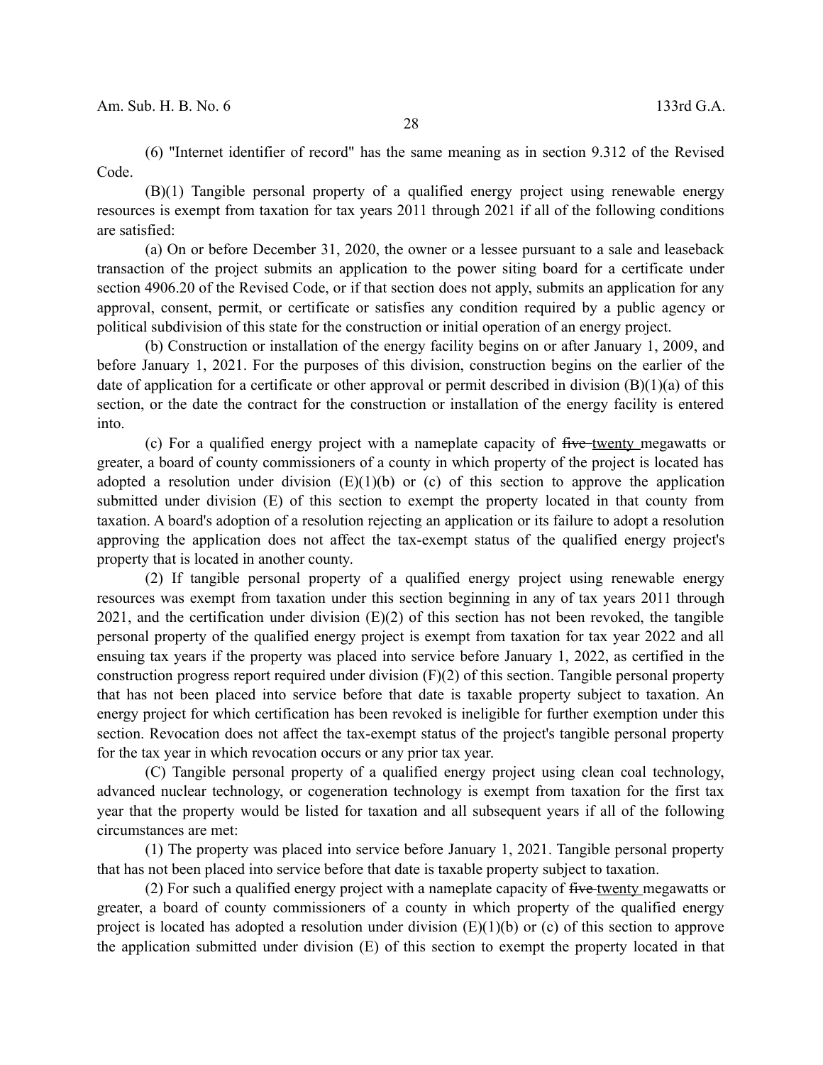(6) "Internet identifier of record" has the same meaning as in section 9.312 of the Revised Code.

(B)(1) Tangible personal property of a qualified energy project using renewable energy resources is exempt from taxation for tax years 2011 through 2021 if all of the following conditions are satisfied:

(a) On or before December 31, 2020, the owner or a lessee pursuant to a sale and leaseback transaction of the project submits an application to the power siting board for a certificate under section 4906.20 of the Revised Code, or if that section does not apply, submits an application for any approval, consent, permit, or certificate or satisfies any condition required by a public agency or political subdivision of this state for the construction or initial operation of an energy project.

(b) Construction or installation of the energy facility begins on or after January 1, 2009, and before January 1, 2021. For the purposes of this division, construction begins on the earlier of the date of application for a certificate or other approval or permit described in division (B)(1)(a) of this section, or the date the contract for the construction or installation of the energy facility is entered into.

(c) For a qualified energy project with a nameplate capacity of ~~five~~ twenty megawatts or greater, a board of county commissioners of a county in which property of the project is located has adopted a resolution under division (E)(1)(b) or (c) of this section to approve the application submitted under division (E) of this section to exempt the property located in that county from taxation. A board's adoption of a resolution rejecting an application or its failure to adopt a resolution approving the application does not affect the tax-exempt status of the qualified energy project's property that is located in another county.

(2) If tangible personal property of a qualified energy project using renewable energy resources was exempt from taxation under this section beginning in any of tax years 2011 through 2021, and the certification under division (E)(2) of this section has not been revoked, the tangible personal property of the qualified energy project is exempt from taxation for tax year 2022 and all ensuing tax years if the property was placed into service before January 1, 2022, as certified in the construction progress report required under division (F)(2) of this section. Tangible personal property that has not been placed into service before that date is taxable property subject to taxation. An energy project for which certification has been revoked is ineligible for further exemption under this section. Revocation does not affect the tax-exempt status of the project's tangible personal property for the tax year in which revocation occurs or any prior tax year.

(C) Tangible personal property of a qualified energy project using clean coal technology, advanced nuclear technology, or cogeneration technology is exempt from taxation for the first tax year that the property would be listed for taxation and all subsequent years if all of the following circumstances are met:

(1) The property was placed into service before January 1, 2021. Tangible personal property that has not been placed into service before that date is taxable property subject to taxation.

(2) For such a qualified energy project with a nameplate capacity of ~~five~~ twenty megawatts or greater, a board of county commissioners of a county in which property of the qualified energy project is located has adopted a resolution under division (E)(1)(b) or (c) of this section to approve the application submitted under division (E) of this section to exempt the property located in that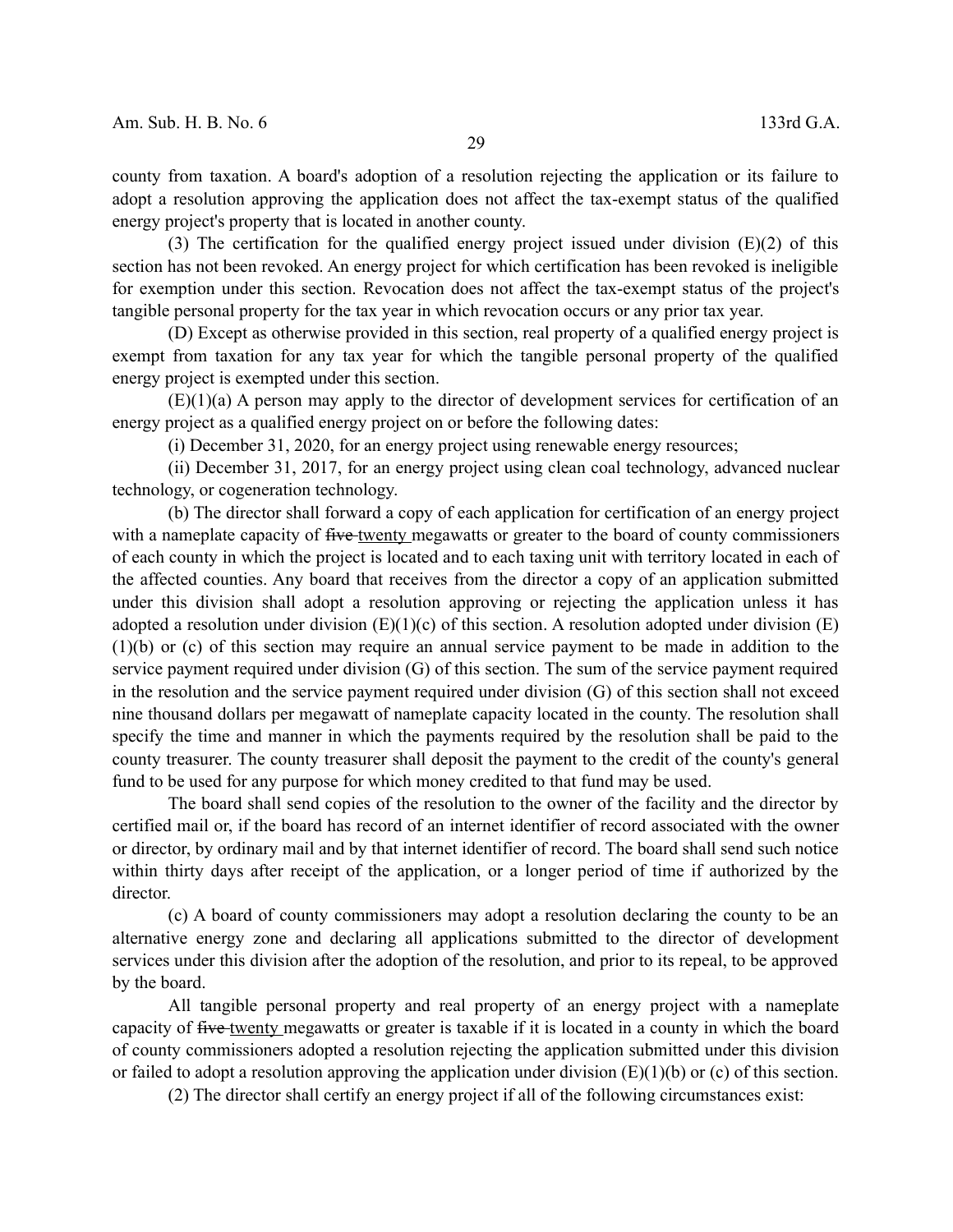county from taxation. A board's adoption of a resolution rejecting the application or its failure to adopt a resolution approving the application does not affect the tax-exempt status of the qualified energy project's property that is located in another county.

(3) The certification for the qualified energy project issued under division (E)(2) of this section has not been revoked. An energy project for which certification has been revoked is ineligible for exemption under this section. Revocation does not affect the tax-exempt status of the project's tangible personal property for the tax year in which revocation occurs or any prior tax year.

(D) Except as otherwise provided in this section, real property of a qualified energy project is exempt from taxation for any tax year for which the tangible personal property of the qualified energy project is exempted under this section.

(E)(1)(a) A person may apply to the director of development services for certification of an energy project as a qualified energy project on or before the following dates:

(i) December 31, 2020, for an energy project using renewable energy resources;

(ii) December 31, 2017, for an energy project using clean coal technology, advanced nuclear technology, or cogeneration technology.

(b) The director shall forward a copy of each application for certification of an energy project with a nameplate capacity of ~~five~~ twenty megawatts or greater to the board of county commissioners of each county in which the project is located and to each taxing unit with territory located in each of the affected counties. Any board that receives from the director a copy of an application submitted under this division shall adopt a resolution approving or rejecting the application unless it has adopted a resolution under division (E)(1)(c) of this section. A resolution adopted under division (E)(1)(b) or (c) of this section may require an annual service payment to be made in addition to the service payment required under division (G) of this section. The sum of the service payment required in the resolution and the service payment required under division (G) of this section shall not exceed nine thousand dollars per megawatt of nameplate capacity located in the county. The resolution shall specify the time and manner in which the payments required by the resolution shall be paid to the county treasurer. The county treasurer shall deposit the payment to the credit of the county's general fund to be used for any purpose for which money credited to that fund may be used.

The board shall send copies of the resolution to the owner of the facility and the director by certified mail or, if the board has record of an internet identifier of record associated with the owner or director, by ordinary mail and by that internet identifier of record. The board shall send such notice within thirty days after receipt of the application, or a longer period of time if authorized by the director.

(c) A board of county commissioners may adopt a resolution declaring the county to be an alternative energy zone and declaring all applications submitted to the director of development services under this division after the adoption of the resolution, and prior to its repeal, to be approved by the board.

All tangible personal property and real property of an energy project with a nameplate capacity of ~~five~~ twenty megawatts or greater is taxable if it is located in a county in which the board of county commissioners adopted a resolution rejecting the application submitted under this division or failed to adopt a resolution approving the application under division (E)(1)(b) or (c) of this section.

(2) The director shall certify an energy project if all of the following circumstances exist: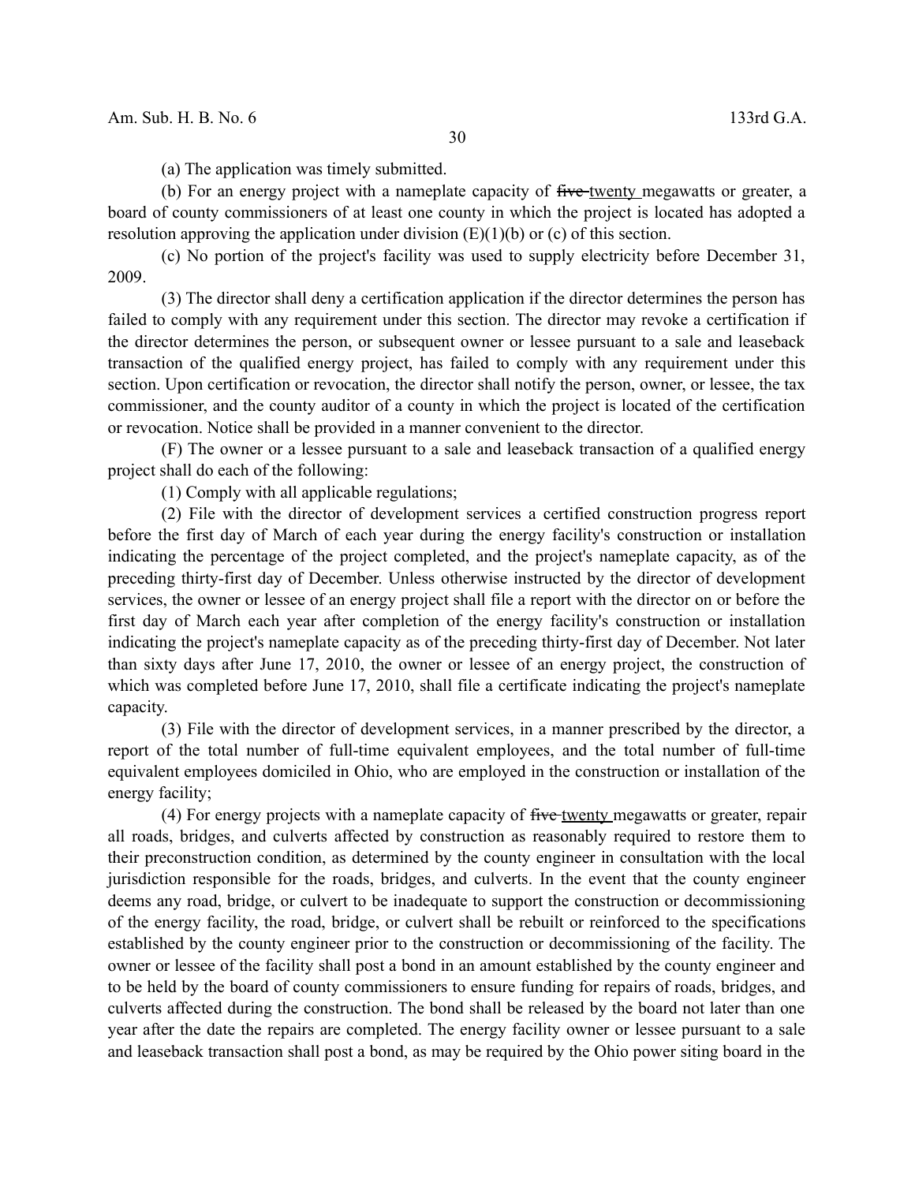(a) The application was timely submitted.

(b) For an energy project with a nameplate capacity of ~~five~~ <u>twenty</u> megawatts or greater, a board of county commissioners of at least one county in which the project is located has adopted a resolution approving the application under division (E)(1)(b) or (c) of this section.

(c) No portion of the project's facility was used to supply electricity before December 31, 2009.

(3) The director shall deny a certification application if the director determines the person has failed to comply with any requirement under this section. The director may revoke a certification if the director determines the person, or subsequent owner or lessee pursuant to a sale and leaseback transaction of the qualified energy project, has failed to comply with any requirement under this section. Upon certification or revocation, the director shall notify the person, owner, or lessee, the tax commissioner, and the county auditor of a county in which the project is located of the certification or revocation. Notice shall be provided in a manner convenient to the director.

(F) The owner or a lessee pursuant to a sale and leaseback transaction of a qualified energy project shall do each of the following:

(1) Comply with all applicable regulations;

(2) File with the director of development services a certified construction progress report before the first day of March of each year during the energy facility's construction or installation indicating the percentage of the project completed, and the project's nameplate capacity, as of the preceding thirty-first day of December. Unless otherwise instructed by the director of development services, the owner or lessee of an energy project shall file a report with the director on or before the first day of March each year after completion of the energy facility's construction or installation indicating the project's nameplate capacity as of the preceding thirty-first day of December. Not later than sixty days after June 17, 2010, the owner or lessee of an energy project, the construction of which was completed before June 17, 2010, shall file a certificate indicating the project's nameplate capacity.

(3) File with the director of development services, in a manner prescribed by the director, a report of the total number of full-time equivalent employees, and the total number of full-time equivalent employees domiciled in Ohio, who are employed in the construction or installation of the energy facility;

(4) For energy projects with a nameplate capacity of ~~five~~ <u>twenty</u> megawatts or greater, repair all roads, bridges, and culverts affected by construction as reasonably required to restore them to their preconstruction condition, as determined by the county engineer in consultation with the local jurisdiction responsible for the roads, bridges, and culverts. In the event that the county engineer deems any road, bridge, or culvert to be inadequate to support the construction or decommissioning of the energy facility, the road, bridge, or culvert shall be rebuilt or reinforced to the specifications established by the county engineer prior to the construction or decommissioning of the facility. The owner or lessee of the facility shall post a bond in an amount established by the county engineer and to be held by the board of county commissioners to ensure funding for repairs of roads, bridges, and culverts affected during the construction. The bond shall be released by the board not later than one year after the date the repairs are completed. The energy facility owner or lessee pursuant to a sale and leaseback transaction shall post a bond, as may be required by the Ohio power siting board in the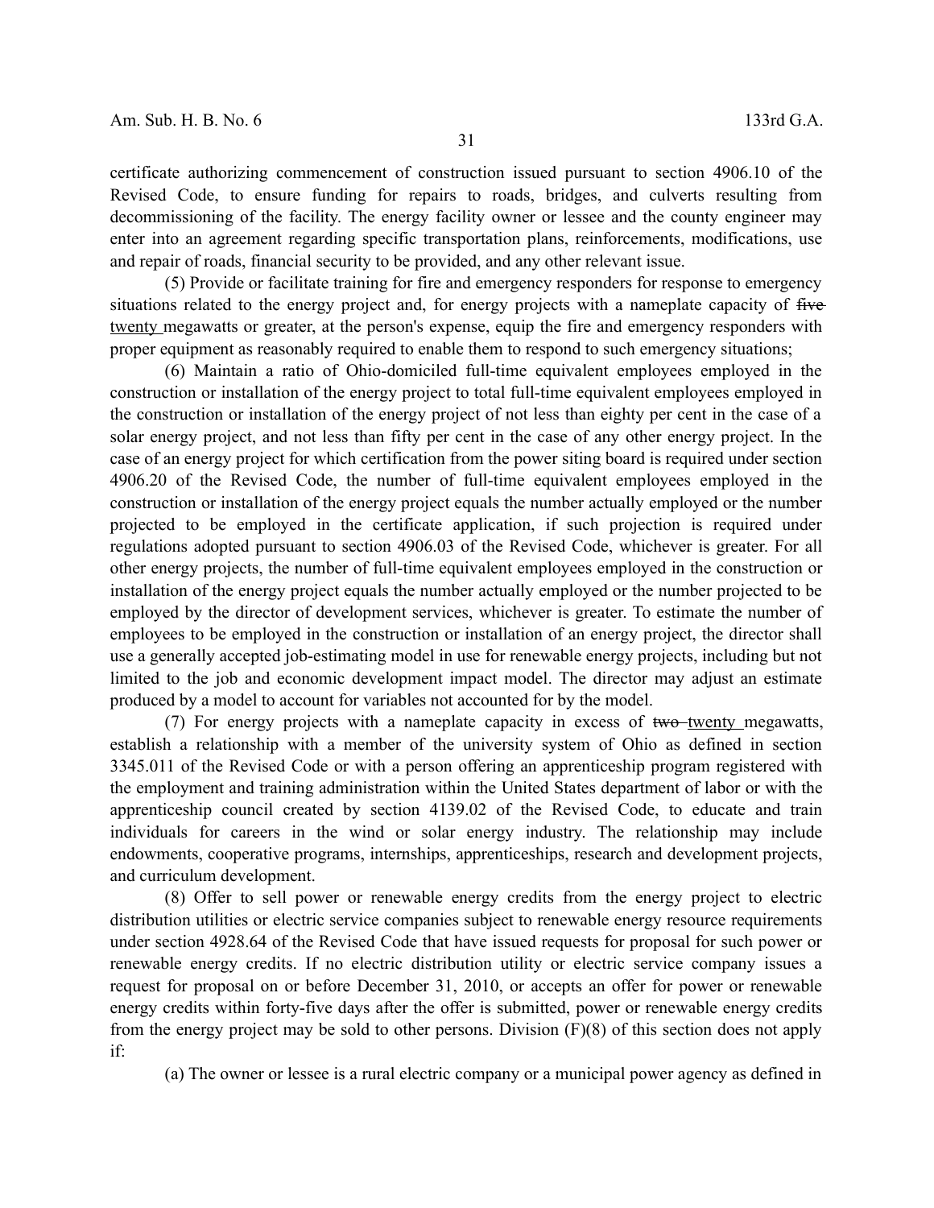certificate authorizing commencement of construction issued pursuant to section 4906.10 of the Revised Code, to ensure funding for repairs to roads, bridges, and culverts resulting from decommissioning of the facility. The energy facility owner or lessee and the county engineer may enter into an agreement regarding specific transportation plans, reinforcements, modifications, use and repair of roads, financial security to be provided, and any other relevant issue.

(5) Provide or facilitate training for fire and emergency responders for response to emergency situations related to the energy project and, for energy projects with a nameplate capacity of ~~five~~ twenty megawatts or greater, at the person's expense, equip the fire and emergency responders with proper equipment as reasonably required to enable them to respond to such emergency situations;

(6) Maintain a ratio of Ohio-domiciled full-time equivalent employees employed in the construction or installation of the energy project to total full-time equivalent employees employed in the construction or installation of the energy project of not less than eighty per cent in the case of a solar energy project, and not less than fifty per cent in the case of any other energy project. In the case of an energy project for which certification from the power siting board is required under section 4906.20 of the Revised Code, the number of full-time equivalent employees employed in the construction or installation of the energy project equals the number actually employed or the number projected to be employed in the certificate application, if such projection is required under regulations adopted pursuant to section 4906.03 of the Revised Code, whichever is greater. For all other energy projects, the number of full-time equivalent employees employed in the construction or installation of the energy project equals the number actually employed or the number projected to be employed by the director of development services, whichever is greater. To estimate the number of employees to be employed in the construction or installation of an energy project, the director shall use a generally accepted job-estimating model in use for renewable energy projects, including but not limited to the job and economic development impact model. The director may adjust an estimate produced by a model to account for variables not accounted for by the model.

(7) For energy projects with a nameplate capacity in excess of ~~two~~ twenty megawatts, establish a relationship with a member of the university system of Ohio as defined in section 3345.011 of the Revised Code or with a person offering an apprenticeship program registered with the employment and training administration within the United States department of labor or with the apprenticeship council created by section 4139.02 of the Revised Code, to educate and train individuals for careers in the wind or solar energy industry. The relationship may include endowments, cooperative programs, internships, apprenticeships, research and development projects, and curriculum development.

(8) Offer to sell power or renewable energy credits from the energy project to electric distribution utilities or electric service companies subject to renewable energy resource requirements under section 4928.64 of the Revised Code that have issued requests for proposal for such power or renewable energy credits. If no electric distribution utility or electric service company issues a request for proposal on or before December 31, 2010, or accepts an offer for power or renewable energy credits within forty-five days after the offer is submitted, power or renewable energy credits from the energy project may be sold to other persons. Division (F)(8) of this section does not apply if:

(a) The owner or lessee is a rural electric company or a municipal power agency as defined in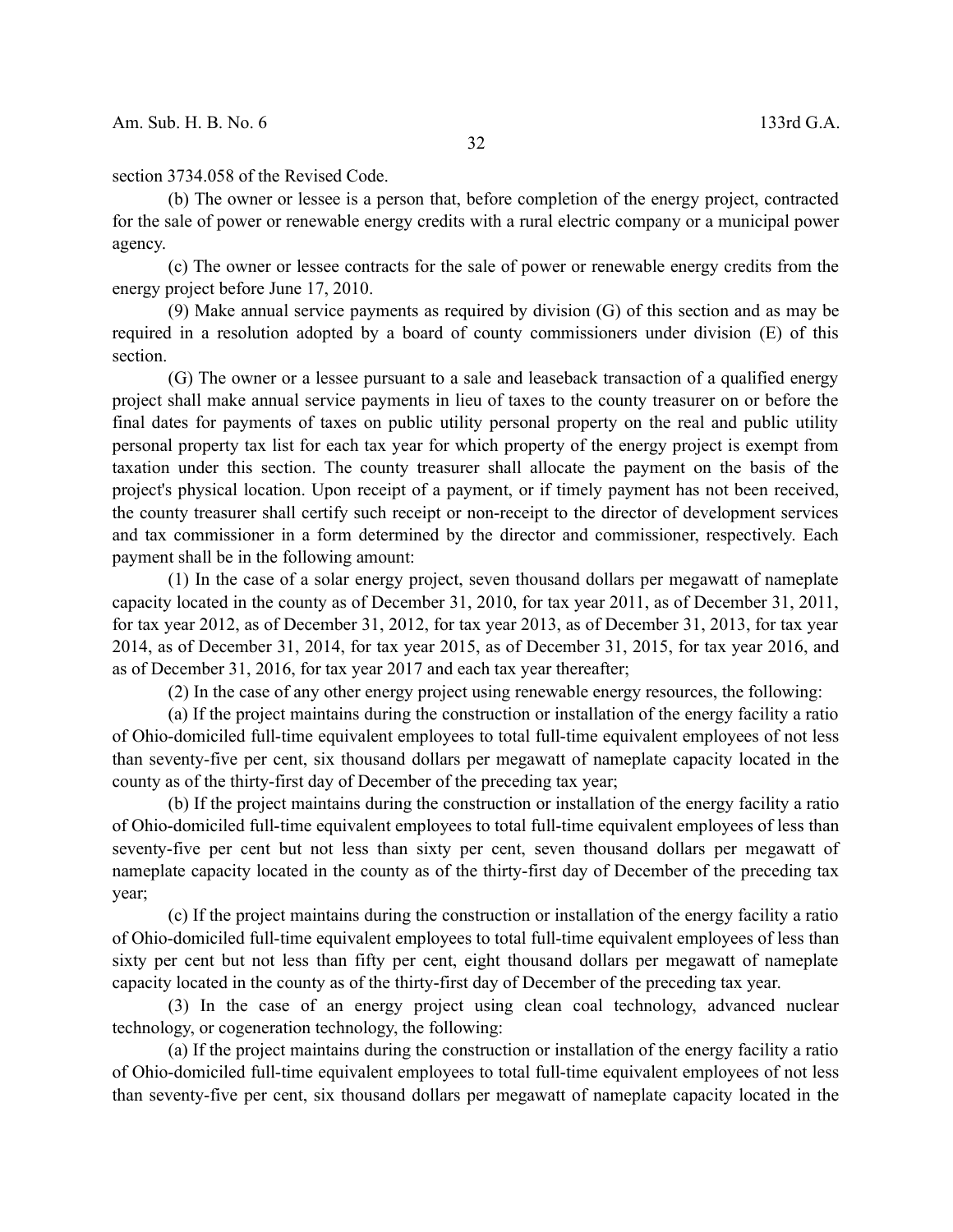section 3734.058 of the Revised Code.

(b) The owner or lessee is a person that, before completion of the energy project, contracted for the sale of power or renewable energy credits with a rural electric company or a municipal power agency.

(c) The owner or lessee contracts for the sale of power or renewable energy credits from the energy project before June 17, 2010.

(9) Make annual service payments as required by division (G) of this section and as may be required in a resolution adopted by a board of county commissioners under division (E) of this section.

(G) The owner or a lessee pursuant to a sale and leaseback transaction of a qualified energy project shall make annual service payments in lieu of taxes to the county treasurer on or before the final dates for payments of taxes on public utility personal property on the real and public utility personal property tax list for each tax year for which property of the energy project is exempt from taxation under this section. The county treasurer shall allocate the payment on the basis of the project's physical location. Upon receipt of a payment, or if timely payment has not been received, the county treasurer shall certify such receipt or non-receipt to the director of development services and tax commissioner in a form determined by the director and commissioner, respectively. Each payment shall be in the following amount:

(1) In the case of a solar energy project, seven thousand dollars per megawatt of nameplate capacity located in the county as of December 31, 2010, for tax year 2011, as of December 31, 2011, for tax year 2012, as of December 31, 2012, for tax year 2013, as of December 31, 2013, for tax year 2014, as of December 31, 2014, for tax year 2015, as of December 31, 2015, for tax year 2016, and as of December 31, 2016, for tax year 2017 and each tax year thereafter;

(2) In the case of any other energy project using renewable energy resources, the following:

(a) If the project maintains during the construction or installation of the energy facility a ratio of Ohio-domiciled full-time equivalent employees to total full-time equivalent employees of not less than seventy-five per cent, six thousand dollars per megawatt of nameplate capacity located in the county as of the thirty-first day of December of the preceding tax year;

(b) If the project maintains during the construction or installation of the energy facility a ratio of Ohio-domiciled full-time equivalent employees to total full-time equivalent employees of less than seventy-five per cent but not less than sixty per cent, seven thousand dollars per megawatt of nameplate capacity located in the county as of the thirty-first day of December of the preceding tax year;

(c) If the project maintains during the construction or installation of the energy facility a ratio of Ohio-domiciled full-time equivalent employees to total full-time equivalent employees of less than sixty per cent but not less than fifty per cent, eight thousand dollars per megawatt of nameplate capacity located in the county as of the thirty-first day of December of the preceding tax year.

(3) In the case of an energy project using clean coal technology, advanced nuclear technology, or cogeneration technology, the following:

(a) If the project maintains during the construction or installation of the energy facility a ratio of Ohio-domiciled full-time equivalent employees to total full-time equivalent employees of not less than seventy-five per cent, six thousand dollars per megawatt of nameplate capacity located in the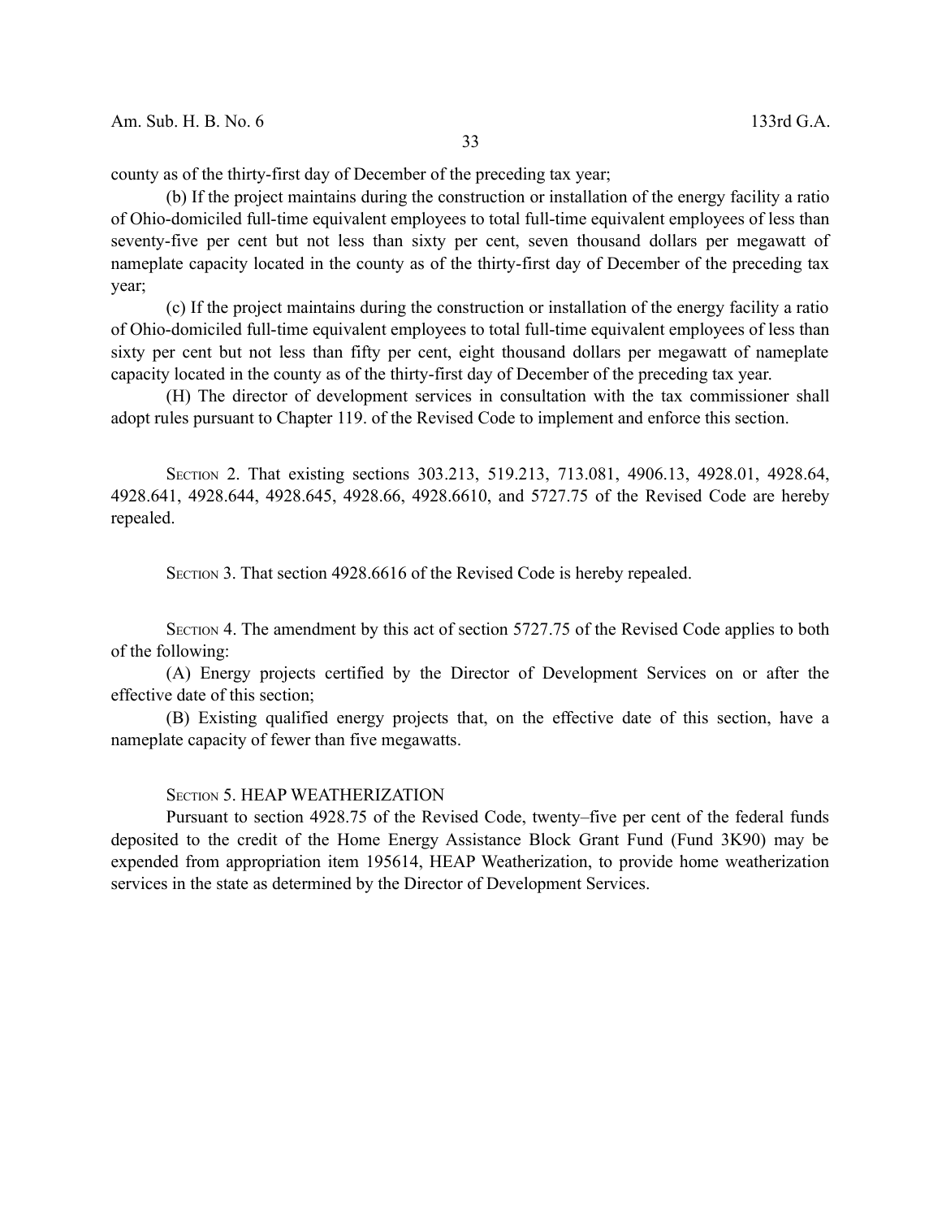county as of the thirty-first day of December of the preceding tax year;

(b) If the project maintains during the construction or installation of the energy facility a ratio of Ohio-domiciled full-time equivalent employees to total full-time equivalent employees of less than seventy-five per cent but not less than sixty per cent, seven thousand dollars per megawatt of nameplate capacity located in the county as of the thirty-first day of December of the preceding tax year;

(c) If the project maintains during the construction or installation of the energy facility a ratio of Ohio-domiciled full-time equivalent employees to total full-time equivalent employees of less than sixty per cent but not less than fifty per cent, eight thousand dollars per megawatt of nameplate capacity located in the county as of the thirty-first day of December of the preceding tax year.

(H) The director of development services in consultation with the tax commissioner shall adopt rules pursuant to Chapter 119. of the Revised Code to implement and enforce this section.

SECTION 2. That existing sections 303.213, 519.213, 713.081, 4906.13, 4928.01, 4928.64, 4928.641, 4928.644, 4928.645, 4928.66, 4928.6610, and 5727.75 of the Revised Code are hereby repealed.

SECTION 3. That section 4928.6616 of the Revised Code is hereby repealed.

SECTION 4. The amendment by this act of section 5727.75 of the Revised Code applies to both of the following:

(A) Energy projects certified by the Director of Development Services on or after the effective date of this section;

(B) Existing qualified energy projects that, on the effective date of this section, have a nameplate capacity of fewer than five megawatts.

SECTION 5. HEAP WEATHERIZATION

Pursuant to section 4928.75 of the Revised Code, twenty–five per cent of the federal funds deposited to the credit of the Home Energy Assistance Block Grant Fund (Fund 3K90) may be expended from appropriation item 195614, HEAP Weatherization, to provide home weatherization services in the state as determined by the Director of Development Services.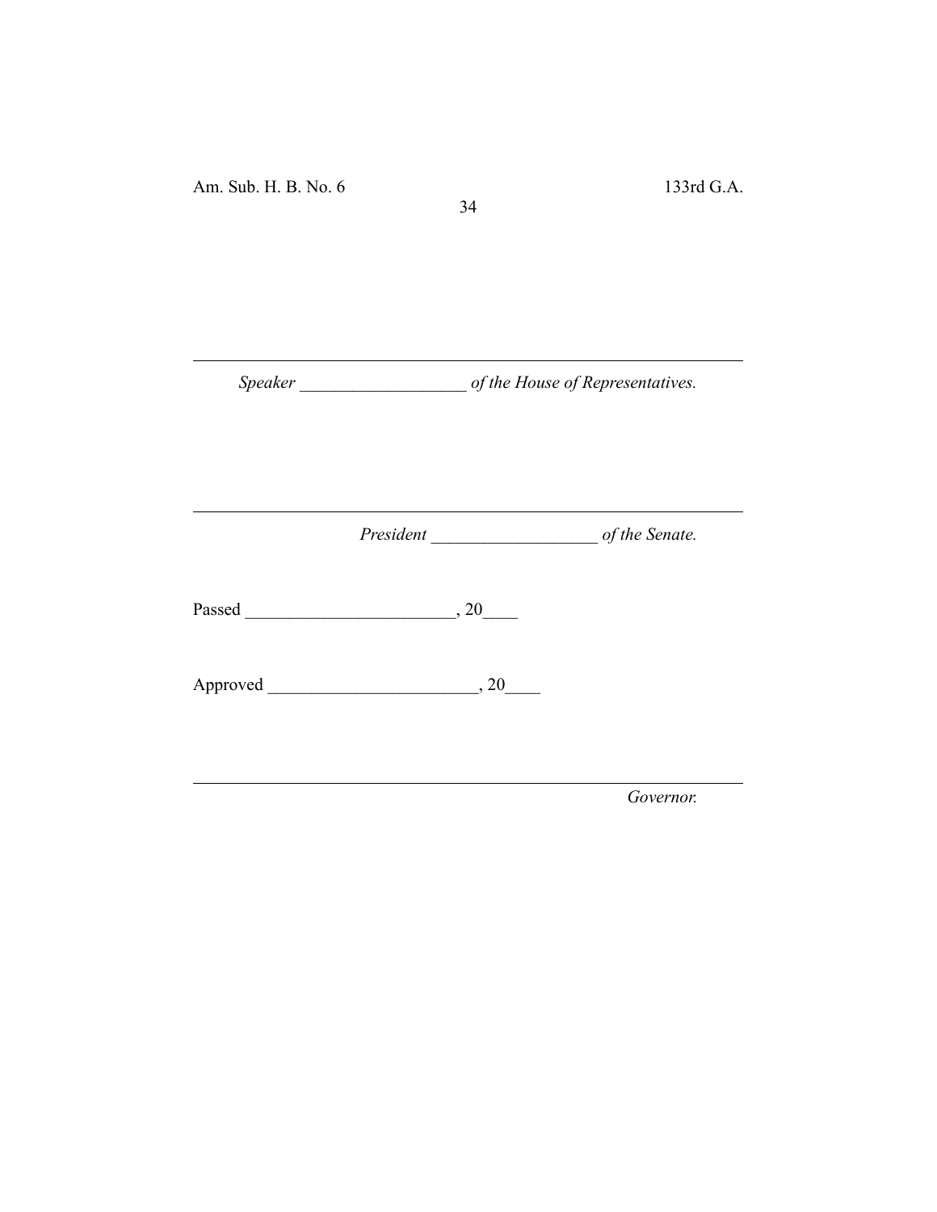---

*Speaker* ___________________ *of the House of Representatives.*

---

*President* ___________________ *of the Senate.*

Passed ________________________, 20____

Approved ________________________, 20____

---

*Governor.*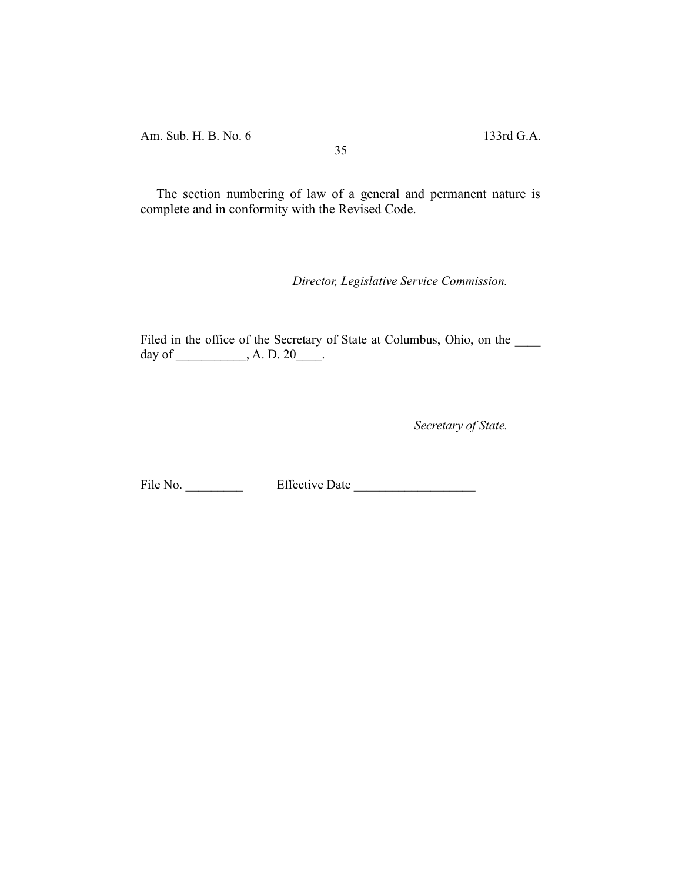The section numbering of law of a general and permanent nature is complete and in conformity with the Revised Code.

\_\_\_\_\_\_\_\_\_\_\_\_\_\_\_\_\_\_\_\_\_\_\_\_\_\_\_\_\_\_\_\_\_\_\_\_\_\_\_\_\_\_\_\_\_\_\_\_\_\_\_\_\_\_\_\_\_\_\_\_\_\_

*Director, Legislative Service Commission.*

Filed in the office of the Secretary of State at Columbus, Ohio, on the ____ day of ___________, A. D. 20____.

\_\_\_\_\_\_\_\_\_\_\_\_\_\_\_\_\_\_\_\_\_\_\_\_\_\_\_\_\_\_\_\_\_\_\_\_\_\_\_\_\_\_\_\_\_\_\_\_\_\_\_\_\_\_\_\_\_\_\_\_\_\_

*Secretary of State.*

File No. _________ Effective Date ___________________